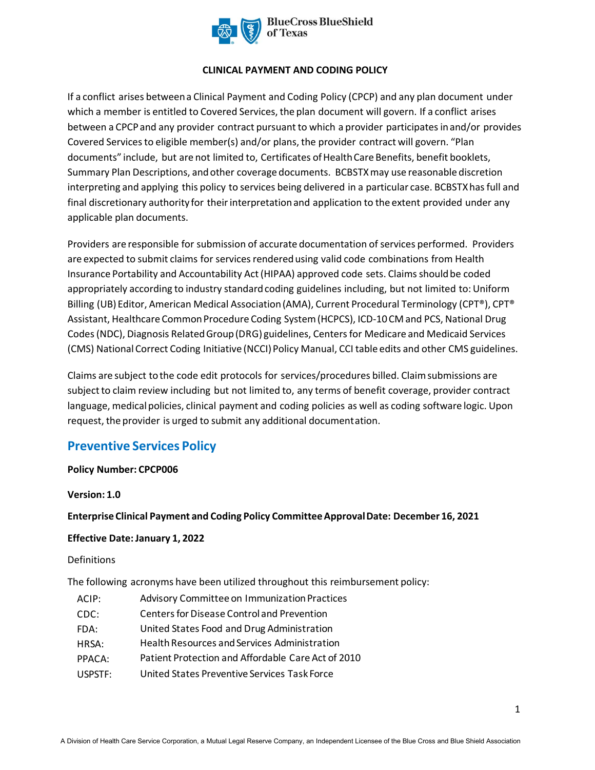**CLINICAL PAYMENT AND CODING POLICY**

If a conflict arises between a Clinical Payment and Coding Policy (CPCP) and any plan document under which a member is entitled to Covered Services, the plan document will govern. If a conflict arises between a CPCP and any provider contract pursuant to which a provider participates in and/or provides Covered Services to eligible member(s) and/or plans, the provider contract will govern. "Plan documents" include, but are not limited to, Certificates of Health Care Benefits, benefit booklets, Summary Plan Descriptions, and other coverage documents. BCBSTX may use reasonable discretion interpreting and applying this policy to services being delivered in a particular case. BCBSTX has full and final discretionary authority for their interpretation and application to the extent provided under any applicable plan documents.

Providers are responsible for submission of accurate documentation of services performed. Providers are expected to submit claims for services rendered using valid code combinations from Health Insurance Portability and Accountability Act (HIPAA) approved code sets. Claims should be coded appropriately according to industry standard coding guidelines including, but not limited to: Uniform Billing (UB) Editor, American Medical Association (AMA), Current Procedural Terminology (CPT®), CPT® Assistant, Healthcare Common Procedure Coding System (HCPCS), ICD-10 CM and PCS, National Drug Codes (NDC), Diagnosis Related Group (DRG) guidelines, Centers for Medicare and Medicaid Services (CMS) National Correct Coding Initiative (NCCI) Policy Manual, CCI table edits and other CMS guidelines.

Claims are subject to the code edit protocols for services/procedures billed. Claim submissions are subject to claim review including but not limited to, any terms of benefit coverage, provider contract language, medical policies, clinical payment and coding policies as well as coding software logic. Upon request, the provider is urged to submit any additional documentation.

## Preventive Services Policy

**Policy Number: CPCP006**

**Version: 1.0**

**Enterprise Clinical Payment and Coding Policy Committee Approval Date: December 16, 2021**

**Effective Date: January 1, 2022**

Definitions

The following acronyms have been utilized throughout this reimbursement policy:

| | |
|---|---|
| ACIP: | Advisory Committee on Immunization Practices |
| CDC: | Centers for Disease Control and Prevention |
| FDA: | United States Food and Drug Administration |
| HRSA: | Health Resources and Services Administration |
| PPACA: | Patient Protection and Affordable Care Act of 2010 |
| USPSTF: | United States Preventive Services Task Force |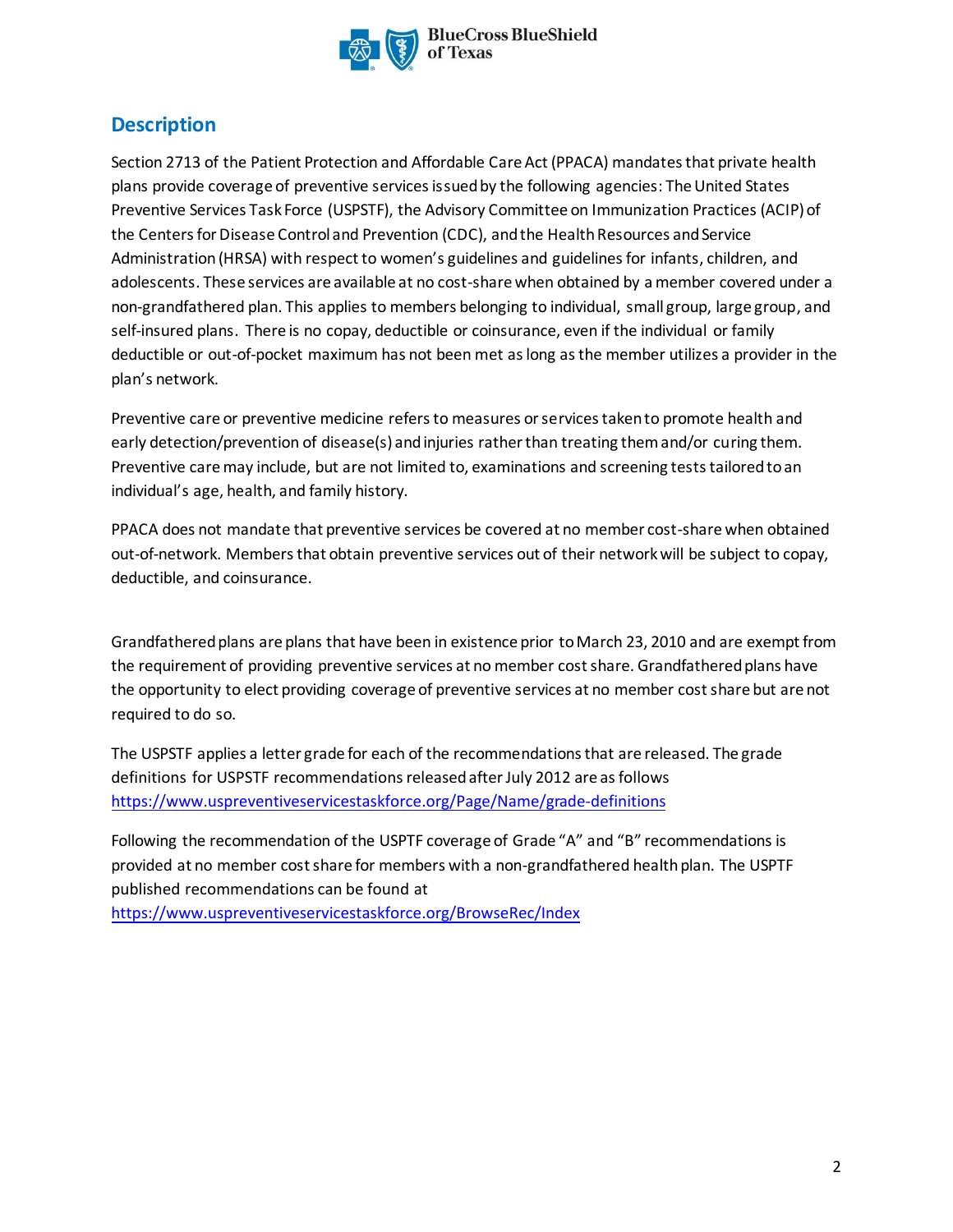## Description

Section 2713 of the Patient Protection and Affordable Care Act (PPACA) mandates that private health plans provide coverage of preventive services issued by the following agencies: The United States Preventive Services Task Force (USPSTF), the Advisory Committee on Immunization Practices (ACIP) of the Centers for Disease Control and Prevention (CDC), and the Health Resources and Service Administration (HRSA) with respect to women's guidelines and guidelines for infants, children, and adolescents. These services are available at no cost-share when obtained by a member covered under a non-grandfathered plan. This applies to members belonging to individual, small group, large group, and self-insured plans. There is no copay, deductible or coinsurance, even if the individual or family deductible or out-of-pocket maximum has not been met as long as the member utilizes a provider in the plan's network.

Preventive care or preventive medicine refers to measures or services taken to promote health and early detection/prevention of disease(s) and injuries rather than treating them and/or curing them. Preventive care may include, but are not limited to, examinations and screening tests tailored to an individual's age, health, and family history.

PPACA does not mandate that preventive services be covered at no member cost-share when obtained out-of-network. Members that obtain preventive services out of their network will be subject to copay, deductible, and coinsurance.

Grandfathered plans are plans that have been in existence prior to March 23, 2010 and are exempt from the requirement of providing preventive services at no member cost share. Grandfathered plans have the opportunity to elect providing coverage of preventive services at no member cost share but are not required to do so.

The USPSTF applies a letter grade for each of the recommendations that are released. The grade definitions for USPSTF recommendations released after July 2012 are as follows https://www.uspreventiveservicestaskforce.org/Page/Name/grade-definitions

Following the recommendation of the USPTF coverage of Grade "A" and "B" recommendations is provided at no member cost share for members with a non-grandfathered health plan. The USPTF published recommendations can be found at https://www.uspreventiveservicestaskforce.org/BrowseRec/Index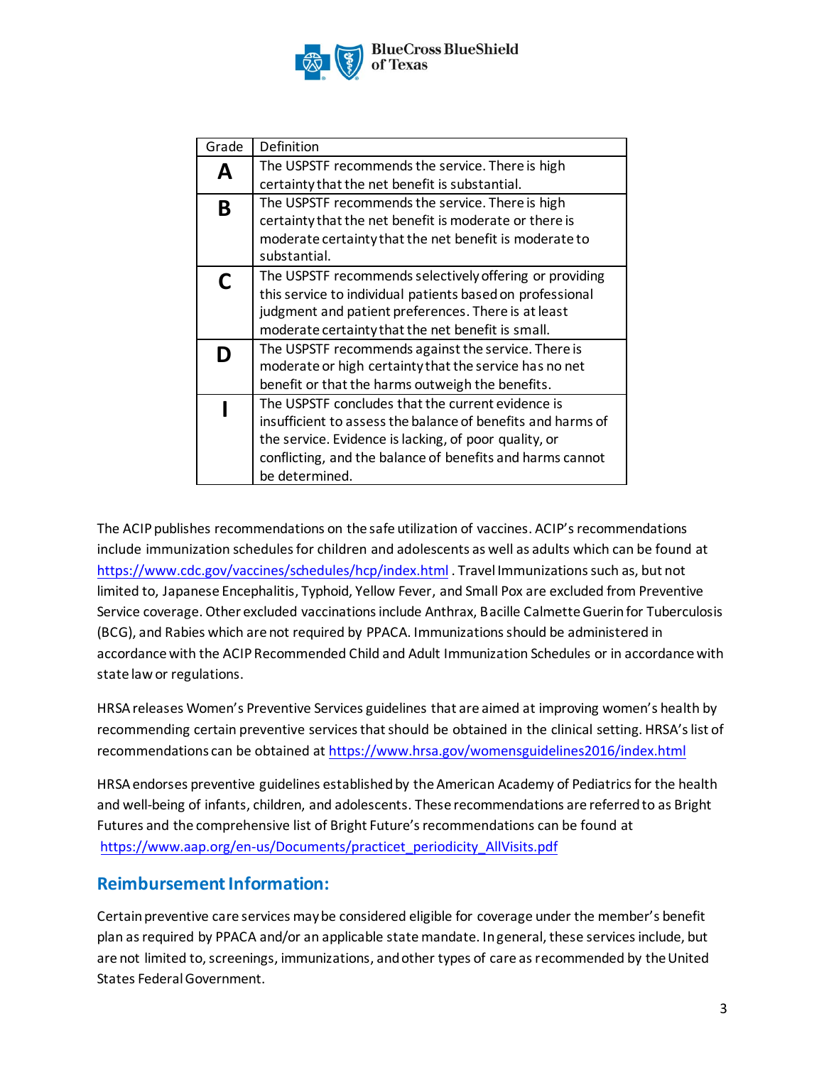| Grade | Definition |
|---|---|
| **A** | The USPSTF recommends the service. There is high certainty that the net benefit is substantial. |
| **B** | The USPSTF recommends the service. There is high certainty that the net benefit is moderate or there is moderate certainty that the net benefit is moderate to substantial. |
| **C** | The USPSTF recommends selectively offering or providing this service to individual patients based on professional judgment and patient preferences. There is at least moderate certainty that the net benefit is small. |
| **D** | The USPSTF recommends against the service. There is moderate or high certainty that the service has no net benefit or that the harms outweigh the benefits. |
| **I** | The USPSTF concludes that the current evidence is insufficient to assess the balance of benefits and harms of the service. Evidence is lacking, of poor quality, or conflicting, and the balance of benefits and harms cannot be determined. |

The ACIP publishes recommendations on the safe utilization of vaccines. ACIP's recommendations include immunization schedules for children and adolescents as well as adults which can be found at https://www.cdc.gov/vaccines/schedules/hcp/index.html . Travel Immunizations such as, but not limited to, Japanese Encephalitis, Typhoid, Yellow Fever, and Small Pox are excluded from Preventive Service coverage. Other excluded vaccinations include Anthrax, Bacille Calmette Guerin for Tuberculosis (BCG), and Rabies which are not required by PPACA. Immunizations should be administered in accordance with the ACIP Recommended Child and Adult Immunization Schedules or in accordance with state law or regulations.

HRSA releases Women's Preventive Services guidelines that are aimed at improving women's health by recommending certain preventive services that should be obtained in the clinical setting. HRSA's list of recommendations can be obtained at https://www.hrsa.gov/womensguidelines2016/index.html

HRSA endorses preventive guidelines established by the American Academy of Pediatrics for the health and well-being of infants, children, and adolescents. These recommendations are referred to as Bright Futures and the comprehensive list of Bright Future's recommendations can be found at https://www.aap.org/en-us/Documents/practicet_periodicity_AllVisits.pdf

## Reimbursement Information:

Certain preventive care services may be considered eligible for coverage under the member's benefit plan as required by PPACA and/or an applicable state mandate. In general, these services include, but are not limited to, screenings, immunizations, and other types of care as recommended by the United States Federal Government.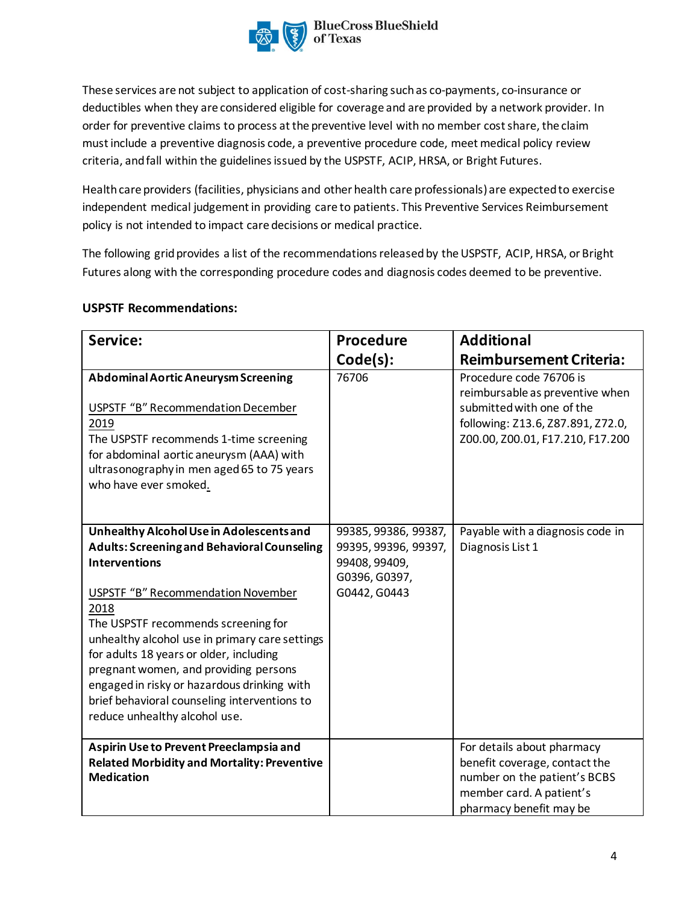These services are not subject to application of cost-sharing such as co-payments, co-insurance or deductibles when they are considered eligible for coverage and are provided by a network provider. In order for preventive claims to process at the preventive level with no member cost share, the claim must include a preventive diagnosis code, a preventive procedure code, meet medical policy review criteria, and fall within the guidelines issued by the USPSTF, ACIP, HRSA, or Bright Futures.

Health care providers (facilities, physicians and other health care professionals) are expected to exercise independent medical judgement in providing care to patients. This Preventive Services Reimbursement policy is not intended to impact care decisions or medical practice.

The following grid provides a list of the recommendations released by the USPSTF, ACIP, HRSA, or Bright Futures along with the corresponding procedure codes and diagnosis codes deemed to be preventive.

**USPSTF Recommendations:**

| Service: | Procedure Code(s): | Additional Reimbursement Criteria: |
|---|---|---|
| **Abdominal Aortic Aneurysm Screening**<br><br>USPSTF "B" Recommendation December 2019<br>The USPSTF recommends 1-time screening for abdominal aortic aneurysm (AAA) with ultrasonography in men aged 65 to 75 years who have ever smoked. | 76706 | Procedure code 76706 is reimbursable as preventive when submitted with one of the following: Z13.6, Z87.891, Z72.0, Z00.00, Z00.01, F17.210, F17.200 |
| **Unhealthy Alcohol Use in Adolescents and Adults: Screening and Behavioral Counseling Interventions**<br><br>USPSTF "B" Recommendation November 2018<br>The USPSTF recommends screening for unhealthy alcohol use in primary care settings for adults 18 years or older, including pregnant women, and providing persons engaged in risky or hazardous drinking with brief behavioral counseling interventions to reduce unhealthy alcohol use. | 99385, 99386, 99387, 99395, 99396, 99397, 99408, 99409, G0396, G0397, G0442, G0443 | Payable with a diagnosis code in Diagnosis List 1 |
| **Aspirin Use to Prevent Preeclampsia and Related Morbidity and Mortality: Preventive Medication** | | For details about pharmacy benefit coverage, contact the number on the patient's BCBS member card. A patient's pharmacy benefit may be |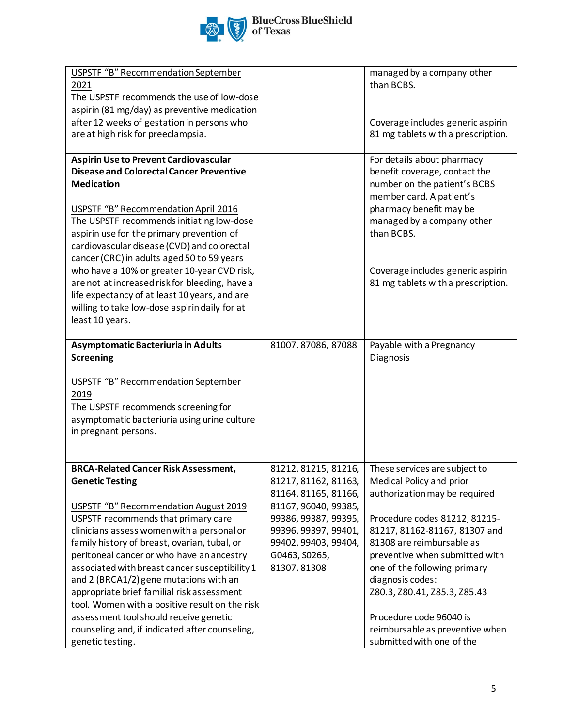| | | |
|---|---|---|
| USPSTF "B" Recommendation September 2021<br>The USPSTF recommends the use of low-dose aspirin (81 mg/day) as preventive medication after 12 weeks of gestation in persons who are at high risk for preeclampsia. | | managed by a company other than BCBS.<br><br>Coverage includes generic aspirin 81 mg tablets with a prescription. |
| **Aspirin Use to Prevent Cardiovascular Disease and Colorectal Cancer Preventive Medication**<br><br>USPSTF "B" Recommendation April 2016<br>The USPSTF recommends initiating low-dose aspirin use for the primary prevention of cardiovascular disease (CVD) and colorectal cancer (CRC) in adults aged 50 to 59 years who have a 10% or greater 10-year CVD risk, are not at increased risk for bleeding, have a life expectancy of at least 10 years, and are willing to take low-dose aspirin daily for at least 10 years. | | For details about pharmacy benefit coverage, contact the number on the patient's BCBS member card. A patient's pharmacy benefit may be managed by a company other than BCBS.<br><br>Coverage includes generic aspirin 81 mg tablets with a prescription. |
| **Asymptomatic Bacteriuria in Adults Screening**<br><br>USPSTF "B" Recommendation September 2019<br>The USPSTF recommends screening for asymptomatic bacteriuria using urine culture in pregnant persons. | 81007, 87086, 87088 | Payable with a Pregnancy Diagnosis |
| **BRCA-Related Cancer Risk Assessment, Genetic Testing**<br><br>USPSTF "B" Recommendation August 2019<br>USPSTF recommends that primary care clinicians assess women with a personal or family history of breast, ovarian, tubal, or peritoneal cancer or who have an ancestry associated with breast cancer susceptibility 1 and 2 (BRCA1/2) gene mutations with an appropriate brief familial risk assessment tool. Women with a positive result on the risk assessment tool should receive genetic counseling and, if indicated after counseling, genetic testing. | 81212, 81215, 81216, 81217, 81162, 81163, 81164, 81165, 81166, 81167, 96040, 99385, 99386, 99387, 99395, 99396, 99397, 99401, 99402, 99403, 99404, G0463, S0265, 81307, 81308 | These services are subject to Medical Policy and prior authorization may be required<br><br>Procedure codes 81212, 81215-81217, 81162-81167, 81307 and 81308 are reimbursable as preventive when submitted with one of the following primary diagnosis codes:<br>Z80.3, Z80.41, Z85.3, Z85.43<br><br>Procedure code 96040 is reimbursable as preventive when submitted with one of the |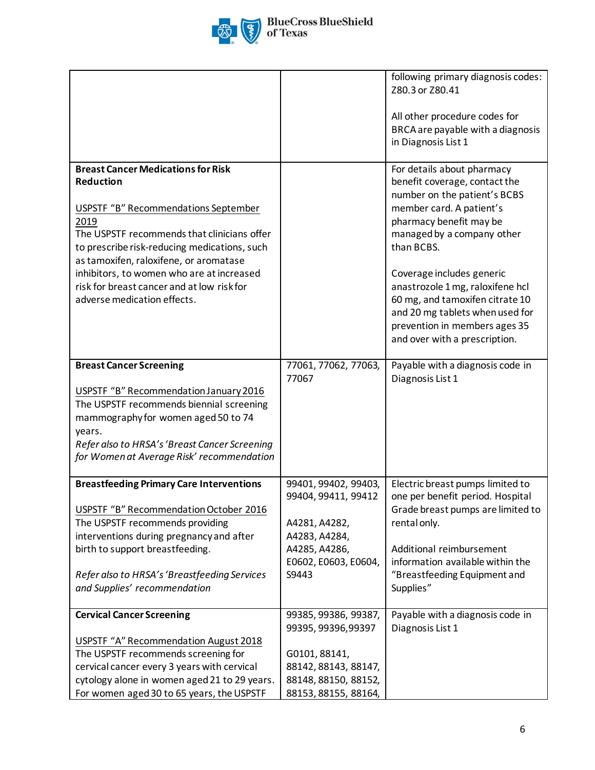| | | |
|---|---|---|
| | | following primary diagnosis codes: Z80.3 or Z80.41<br><br>All other procedure codes for BRCA are payable with a diagnosis in Diagnosis List 1 |
| **Breast Cancer Medications for Risk Reduction**<br><br>USPSTF "B" Recommendations September 2019<br>The USPSTF recommends that clinicians offer to prescribe risk-reducing medications, such as tamoxifen, raloxifene, or aromatase inhibitors, to women who are at increased risk for breast cancer and at low risk for adverse medication effects. | | For details about pharmacy benefit coverage, contact the number on the patient's BCBS member card. A patient's pharmacy benefit may be managed by a company other than BCBS.<br><br>Coverage includes generic anastrozole 1 mg, raloxifene hcl 60 mg, and tamoxifen citrate 10 and 20 mg tablets when used for prevention in members ages 35 and over with a prescription. |
| **Breast Cancer Screening**<br><br>USPSTF "B" Recommendation January 2016<br>The USPSTF recommends biennial screening mammography for women aged 50 to 74 years.<br>*Refer also to HRSA's 'Breast Cancer Screening for Women at Average Risk' recommendation* | 77061, 77062, 77063, 77067 | Payable with a diagnosis code in Diagnosis List 1 |
| **Breastfeeding Primary Care Interventions**<br><br>USPSTF "B" Recommendation October 2016<br>The USPSTF recommends providing interventions during pregnancy and after birth to support breastfeeding.<br><br>*Refer also to HRSA's 'Breastfeeding Services and Supplies' recommendation* | 99401, 99402, 99403, 99404, 99411, 99412<br><br>A4281, A4282, A4283, A4284, A4285, A4286, E0602, E0603, E0604, S9443 | Electric breast pumps limited to one per benefit period. Hospital Grade breast pumps are limited to rental only.<br><br>Additional reimbursement information available within the "Breastfeeding Equipment and Supplies" |
| **Cervical Cancer Screening**<br><br>USPSTF "A" Recommendation August 2018<br>The USPSTF recommends screening for cervical cancer every 3 years with cervical cytology alone in women aged 21 to 29 years. For women aged 30 to 65 years, the USPSTF | 99385, 99386, 99387, 99395, 99396, 99397<br><br>G0101, 88141, 88142, 88143, 88147, 88148, 88150, 88152, 88153, 88155, 88164, | Payable with a diagnosis code in Diagnosis List 1 |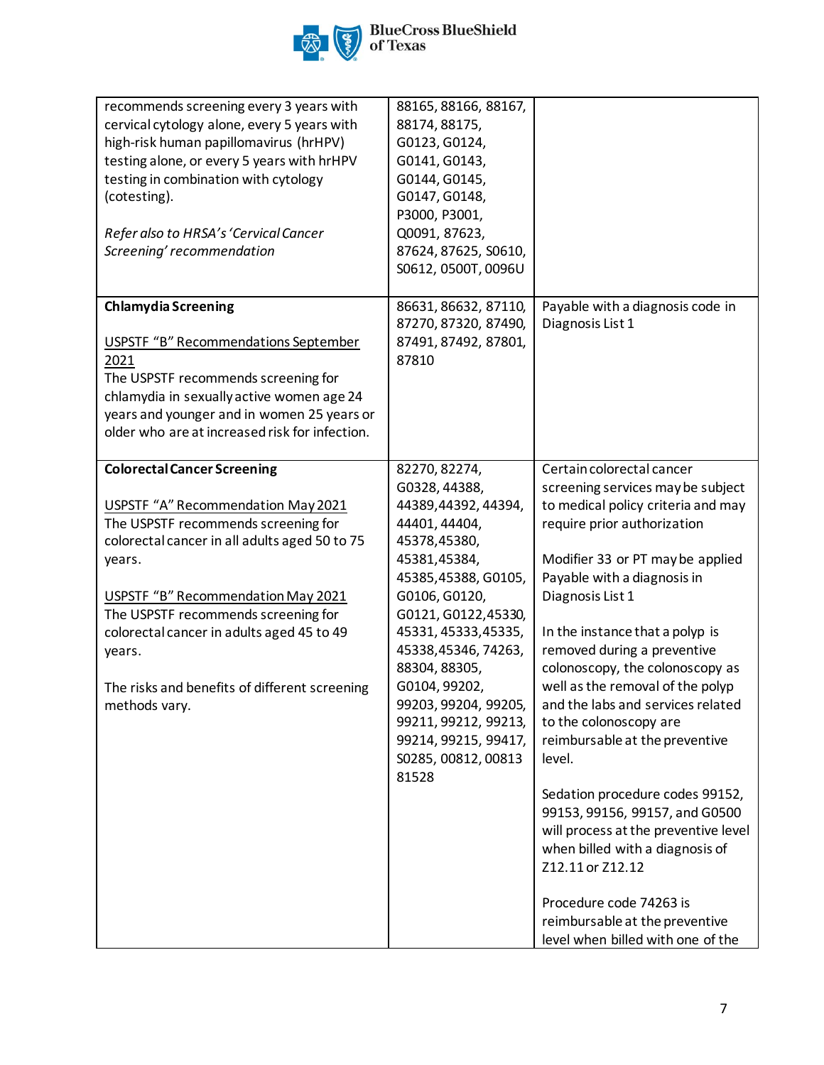| | | |
|---|---|---|
| recommends screening every 3 years with cervical cytology alone, every 5 years with high-risk human papillomavirus (hrHPV) testing alone, or every 5 years with hrHPV testing in combination with cytology (cotesting).<br><br>*Refer also to HRSA's 'Cervical Cancer Screening' recommendation* | 88165, 88166, 88167, 88174, 88175, G0123, G0124, G0141, G0143, G0144, G0145, G0147, G0148, P3000, P3001, Q0091, 87623, 87624, 87625, S0610, S0612, 0500T, 0096U | |
| **Chlamydia Screening**<br><br>USPSTF "B" Recommendations September 2021<br>The USPSTF recommends screening for chlamydia in sexually active women age 24 years and younger and in women 25 years or older who are at increased risk for infection. | 86631, 86632, 87110, 87270, 87320, 87490, 87491, 87492, 87801, 87810 | Payable with a diagnosis code in Diagnosis List 1 |
| **Colorectal Cancer Screening**<br><br>USPSTF "A" Recommendation May 2021<br>The USPSTF recommends screening for colorectal cancer in all adults aged 50 to 75 years.<br><br>USPSTF "B" Recommendation May 2021<br>The USPSTF recommends screening for colorectal cancer in adults aged 45 to 49 years.<br><br>The risks and benefits of different screening methods vary. | 82270, 82274, G0328, 44388, 44389,44392, 44394, 44401, 44404, 45378,45380, 45381,45384, 45385,45388, G0105, G0106, G0120, G0121, G0122,45330, 45331, 45333,45335, 45338,45346, 74263, 88304, 88305, G0104, 99202, 99203, 99204, 99205, 99211, 99212, 99213, 99214, 99215, 99417, S0285, 00812, 00813 81528 | Certain colorectal cancer screening services may be subject to medical policy criteria and may require prior authorization<br><br>Modifier 33 or PT may be applied Payable with a diagnosis in Diagnosis List 1<br><br>In the instance that a polyp is removed during a preventive colonoscopy, the colonoscopy as well as the removal of the polyp and the labs and services related to the colonoscopy are reimbursable at the preventive level.<br><br>Sedation procedure codes 99152, 99153, 99156, 99157, and G0500 will process at the preventive level when billed with a diagnosis of Z12.11 or Z12.12<br><br>Procedure code 74263 is reimbursable at the preventive level when billed with one of the |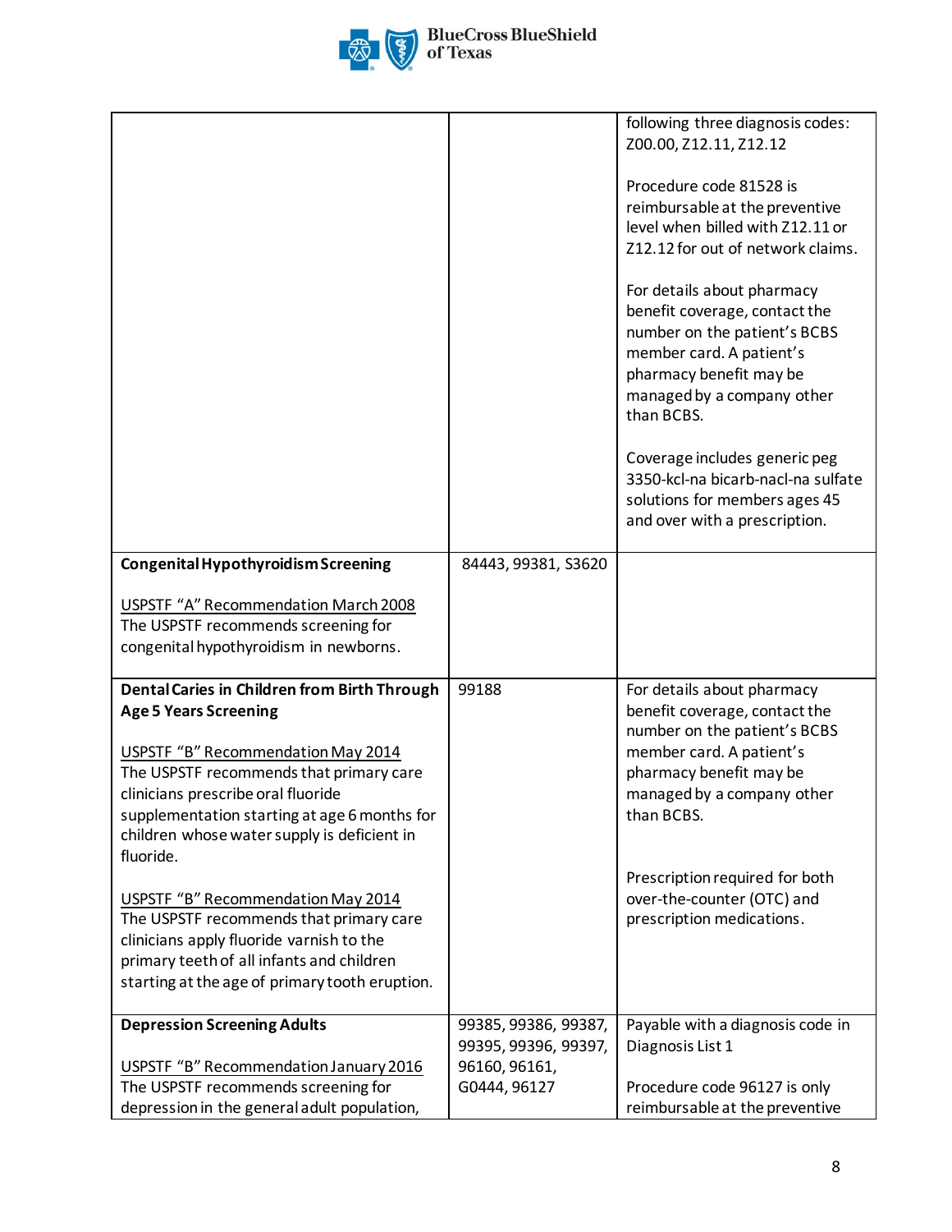| | | |
|---|---|---|
| | | following three diagnosis codes: Z00.00, Z12.11, Z12.12<br><br>Procedure code 81528 is reimbursable at the preventive level when billed with Z12.11 or Z12.12 for out of network claims.<br><br>For details about pharmacy benefit coverage, contact the number on the patient's BCBS member card. A patient's pharmacy benefit may be managed by a company other than BCBS.<br><br>Coverage includes generic peg 3350-kcl-na bicarb-nacl-na sulfate solutions for members ages 45 and over with a prescription. |
| **Congenital Hypothyroidism Screening**<br><br>USPSTF "A" Recommendation March 2008<br>The USPSTF recommends screening for congenital hypothyroidism in newborns. | 84443, 99381, S3620 | |
| **Dental Caries in Children from Birth Through Age 5 Years Screening**<br><br>USPSTF "B" Recommendation May 2014<br>The USPSTF recommends that primary care clinicians prescribe oral fluoride supplementation starting at age 6 months for children whose water supply is deficient in fluoride.<br><br>USPSTF "B" Recommendation May 2014<br>The USPSTF recommends that primary care clinicians apply fluoride varnish to the primary teeth of all infants and children starting at the age of primary tooth eruption. | 99188 | For details about pharmacy benefit coverage, contact the number on the patient's BCBS member card. A patient's pharmacy benefit may be managed by a company other than BCBS.<br><br>Prescription required for both over-the-counter (OTC) and prescription medications. |
| **Depression Screening Adults**<br><br>USPSTF "B" Recommendation January 2016<br>The USPSTF recommends screening for depression in the general adult population, | 99385, 99386, 99387, 99395, 99396, 99397, 96160, 96161, G0444, 96127 | Payable with a diagnosis code in Diagnosis List 1<br><br>Procedure code 96127 is only reimbursable at the preventive |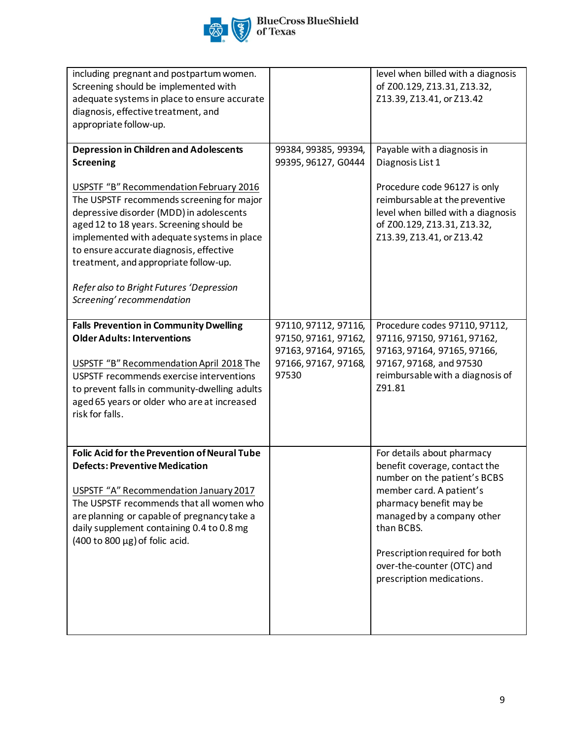| | | |
|---|---|---|
| including pregnant and postpartum women. Screening should be implemented with adequate systems in place to ensure accurate diagnosis, effective treatment, and appropriate follow-up. | | level when billed with a diagnosis of Z00.129, Z13.31, Z13.32, Z13.39, Z13.41, or Z13.42 |
| **Depression in Children and Adolescents Screening**<br><br>USPSTF "B" Recommendation February 2016 The USPSTF recommends screening for major depressive disorder (MDD) in adolescents aged 12 to 18 years. Screening should be implemented with adequate systems in place to ensure accurate diagnosis, effective treatment, and appropriate follow-up.<br><br>*Refer also to Bright Futures 'Depression Screening' recommendation* | 99384, 99385, 99394, 99395, 96127, G0444 | Payable with a diagnosis in Diagnosis List 1<br><br>Procedure code 96127 is only reimbursable at the preventive level when billed with a diagnosis of Z00.129, Z13.31, Z13.32, Z13.39, Z13.41, or Z13.42 |
| **Falls Prevention in Community Dwelling Older Adults: Interventions**<br><br>USPSTF "B" Recommendation April 2018 The USPSTF recommends exercise interventions to prevent falls in community-dwelling adults aged 65 years or older who are at increased risk for falls. | 97110, 97112, 97116, 97150, 97161, 97162, 97163, 97164, 97165, 97166, 97167, 97168, 97530 | Procedure codes 97110, 97112, 97116, 97150, 97161, 97162, 97163, 97164, 97165, 97166, 97167, 97168, and 97530 reimbursable with a diagnosis of Z91.81 |
| **Folic Acid for the Prevention of Neural Tube Defects: Preventive Medication**<br><br>USPSTF "A" Recommendation January 2017 The USPSTF recommends that all women who are planning or capable of pregnancy take a daily supplement containing 0.4 to 0.8 mg (400 to 800 µg) of folic acid. | | For details about pharmacy benefit coverage, contact the number on the patient's BCBS member card. A patient's pharmacy benefit may be managed by a company other than BCBS.<br><br>Prescription required for both over-the-counter (OTC) and prescription medications. |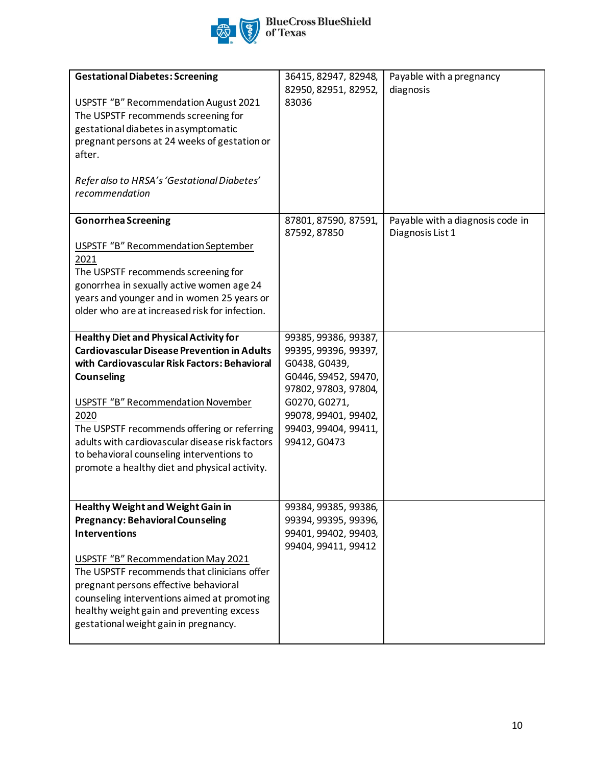| | | |
|---|---|---|
| **Gestational Diabetes: Screening**<br><br>USPSTF "B" Recommendation August 2021<br>The USPSTF recommends screening for gestational diabetes in asymptomatic pregnant persons at 24 weeks of gestation or after.<br><br>*Refer also to HRSA's 'Gestational Diabetes' recommendation* | 36415, 82947, 82948, 82950, 82951, 82952, 83036 | Payable with a pregnancy diagnosis |
| **Gonorrhea Screening**<br><br>USPSTF "B" Recommendation September 2021<br>The USPSTF recommends screening for gonorrhea in sexually active women age 24 years and younger and in women 25 years or older who are at increased risk for infection. | 87801, 87590, 87591, 87592, 87850 | Payable with a diagnosis code in Diagnosis List 1 |
| **Healthy Diet and Physical Activity for Cardiovascular Disease Prevention in Adults with Cardiovascular Risk Factors: Behavioral Counseling**<br><br>USPSTF "B" Recommendation November 2020<br>The USPSTF recommends offering or referring adults with cardiovascular disease risk factors to behavioral counseling interventions to promote a healthy diet and physical activity. | 99385, 99386, 99387, 99395, 99396, 99397, G0438, G0439, G0446, S9452, S9470, 97802, 97803, 97804, G0270, G0271, 99078, 99401, 99402, 99403, 99404, 99411, 99412, G0473 | |
| **Healthy Weight and Weight Gain in Pregnancy: Behavioral Counseling Interventions**<br><br>USPSTF "B" Recommendation May 2021<br>The USPSTF recommends that clinicians offer pregnant persons effective behavioral counseling interventions aimed at promoting healthy weight gain and preventing excess gestational weight gain in pregnancy. | 99384, 99385, 99386, 99394, 99395, 99396, 99401, 99402, 99403, 99404, 99411, 99412 | |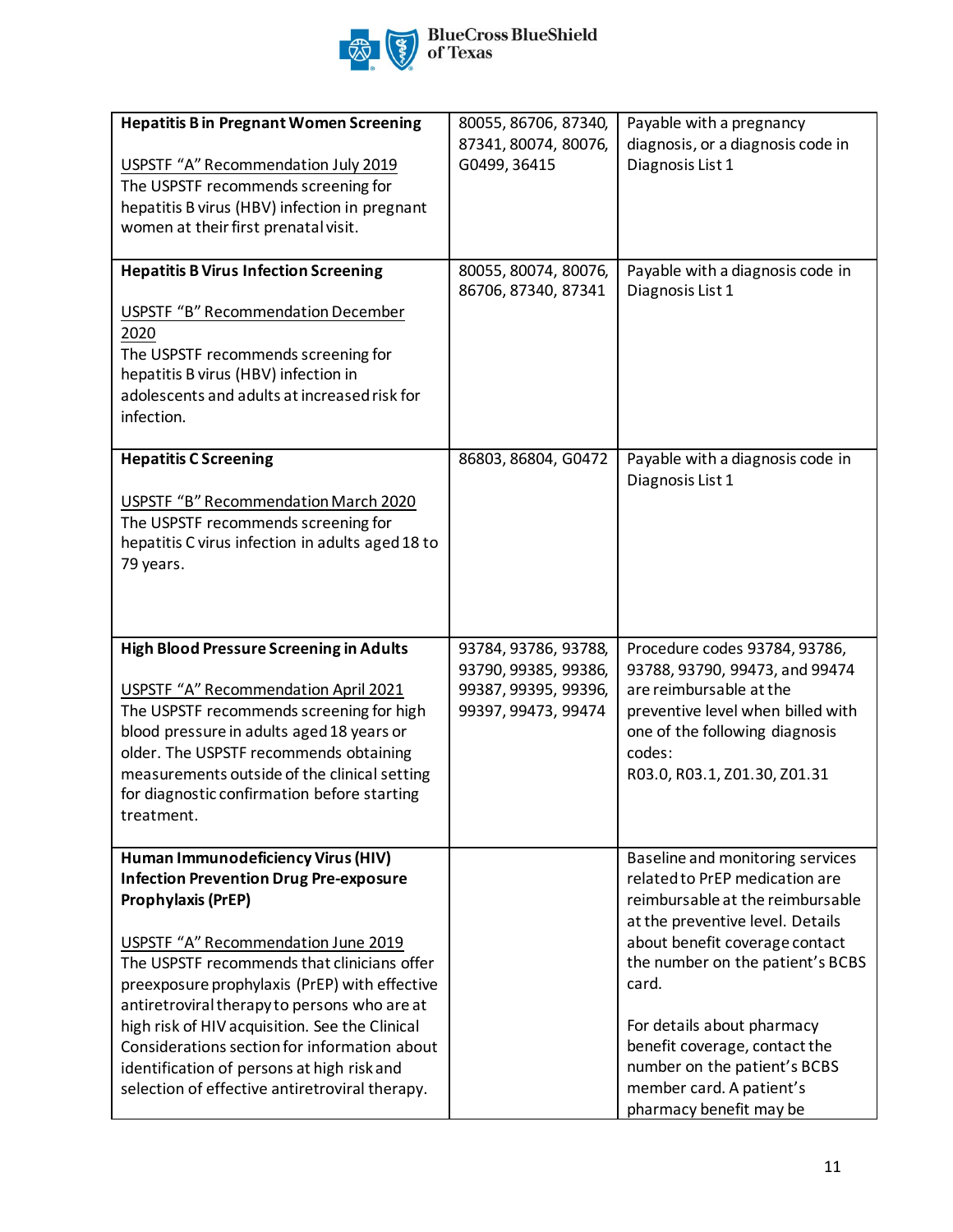| | | |
|---|---|---|
| **Hepatitis B in Pregnant Women Screening**<br><br>USPSTF "A" Recommendation July 2019<br>The USPSTF recommends screening for hepatitis B virus (HBV) infection in pregnant women at their first prenatal visit. | 80055, 86706, 87340, 87341, 80074, 80076, G0499, 36415 | Payable with a pregnancy diagnosis, or a diagnosis code in Diagnosis List 1 |
| **Hepatitis B Virus Infection Screening**<br><br>USPSTF "B" Recommendation December 2020<br>The USPSTF recommends screening for hepatitis B virus (HBV) infection in adolescents and adults at increased risk for infection. | 80055, 80074, 80076, 86706, 87340, 87341 | Payable with a diagnosis code in Diagnosis List 1 |
| **Hepatitis C Screening**<br><br>USPSTF "B" Recommendation March 2020<br>The USPSTF recommends screening for hepatitis C virus infection in adults aged 18 to 79 years. | 86803, 86804, G0472 | Payable with a diagnosis code in Diagnosis List 1 |
| **High Blood Pressure Screening in Adults**<br><br>USPSTF "A" Recommendation April 2021<br>The USPSTF recommends screening for high blood pressure in adults aged 18 years or older. The USPSTF recommends obtaining measurements outside of the clinical setting for diagnostic confirmation before starting treatment. | 93784, 93786, 93788, 93790, 99385, 99386, 99387, 99395, 99396, 99397, 99473, 99474 | Procedure codes 93784, 93786, 93788, 93790, 99473, and 99474 are reimbursable at the preventive level when billed with one of the following diagnosis codes:<br>R03.0, R03.1, Z01.30, Z01.31 |
| **Human Immunodeficiency Virus (HIV) Infection Prevention Drug Pre-exposure Prophylaxis (PrEP)**<br><br>USPSTF "A" Recommendation June 2019<br>The USPSTF recommends that clinicians offer preexposure prophylaxis (PrEP) with effective antiretroviral therapy to persons who are at high risk of HIV acquisition. See the Clinical Considerations section for information about identification of persons at high risk and selection of effective antiretroviral therapy. | | Baseline and monitoring services related to PrEP medication are reimbursable at the reimbursable at the preventive level. Details about benefit coverage contact the number on the patient's BCBS card.<br><br>For details about pharmacy benefit coverage, contact the number on the patient's BCBS member card. A patient's pharmacy benefit may be |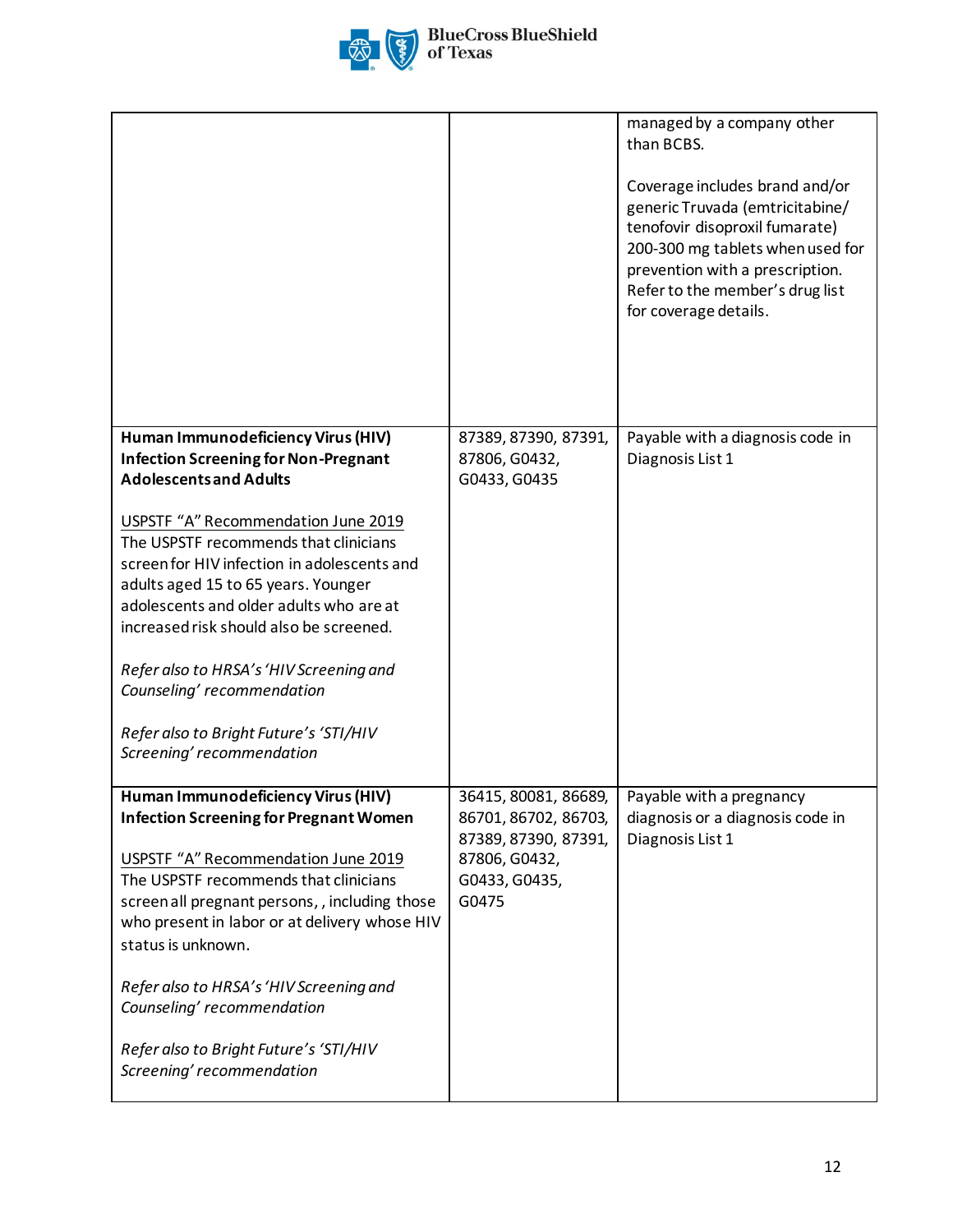| | | |
|---|---|---|
| | | managed by a company other than BCBS.<br><br>Coverage includes brand and/or generic Truvada (emtricitabine/ tenofovir disoproxil fumarate) 200-300 mg tablets when used for prevention with a prescription. Refer to the member's drug list for coverage details. |
| **Human Immunodeficiency Virus (HIV) Infection Screening for Non-Pregnant Adolescents and Adults**<br><br>USPSTF "A" Recommendation June 2019<br>The USPSTF recommends that clinicians screen for HIV infection in adolescents and adults aged 15 to 65 years. Younger adolescents and older adults who are at increased risk should also be screened.<br><br>*Refer also to HRSA's 'HIV Screening and Counseling' recommendation*<br><br>*Refer also to Bright Future's 'STI/HIV Screening' recommendation* | 87389, 87390, 87391, 87806, G0432, G0433, G0435 | Payable with a diagnosis code in Diagnosis List 1 |
| **Human Immunodeficiency Virus (HIV) Infection Screening for Pregnant Women**<br><br>USPSTF "A" Recommendation June 2019<br>The USPSTF recommends that clinicians screen all pregnant persons, , including those who present in labor or at delivery whose HIV status is unknown.<br><br>*Refer also to HRSA's 'HIV Screening and Counseling' recommendation*<br><br>*Refer also to Bright Future's 'STI/HIV Screening' recommendation* | 36415, 80081, 86689, 86701, 86702, 86703, 87389, 87390, 87391, 87806, G0432, G0433, G0435, G0475 | Payable with a pregnancy diagnosis or a diagnosis code in Diagnosis List 1 |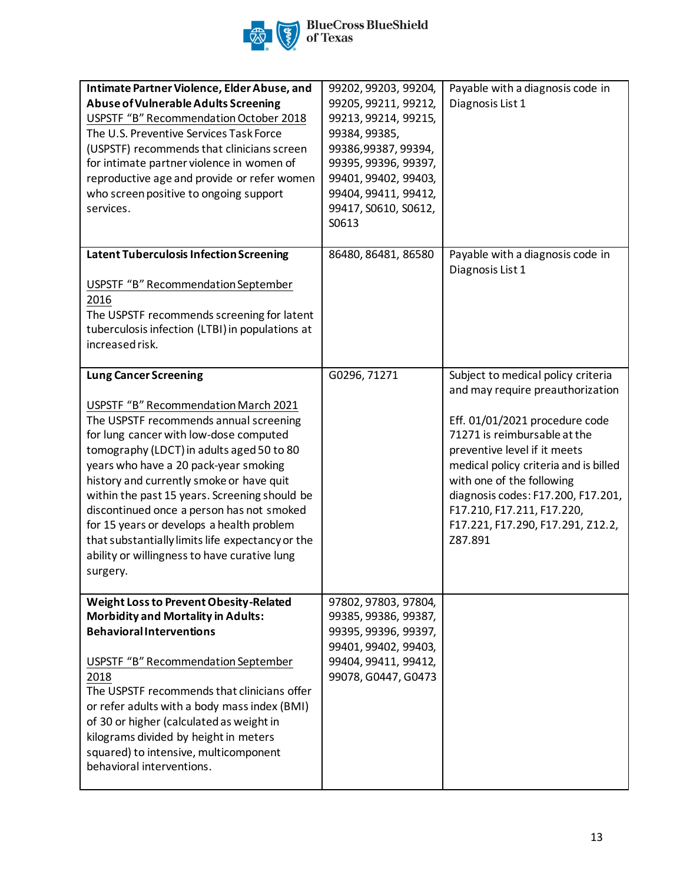| | | |
|---|---|---|
| **Intimate Partner Violence, Elder Abuse, and Abuse of Vulnerable Adults Screening**<br>USPSTF "B" Recommendation October 2018<br>The U.S. Preventive Services Task Force (USPSTF) recommends that clinicians screen for intimate partner violence in women of reproductive age and provide or refer women who screen positive to ongoing support services. | 99202, 99203, 99204, 99205, 99211, 99212, 99213, 99214, 99215, 99384, 99385, 99386, 99387, 99394, 99395, 99396, 99397, 99401, 99402, 99403, 99404, 99411, 99412, 99417, S0610, S0612, S0613 | Payable with a diagnosis code in Diagnosis List 1 |
| **Latent Tuberculosis Infection Screening**<br><br>USPSTF "B" Recommendation September 2016<br>The USPSTF recommends screening for latent tuberculosis infection (LTBI) in populations at increased risk. | 86480, 86481, 86580 | Payable with a diagnosis code in Diagnosis List 1 |
| **Lung Cancer Screening**<br><br>USPSTF "B" Recommendation March 2021<br>The USPSTF recommends annual screening for lung cancer with low-dose computed tomography (LDCT) in adults aged 50 to 80 years who have a 20 pack-year smoking history and currently smoke or have quit within the past 15 years. Screening should be discontinued once a person has not smoked for 15 years or develops a health problem that substantially limits life expectancy or the ability or willingness to have curative lung surgery. | G0296, 71271 | Subject to medical policy criteria and may require preauthorization<br><br>Eff. 01/01/2021 procedure code 71271 is reimbursable at the preventive level if it meets medical policy criteria and is billed with one of the following diagnosis codes: F17.200, F17.201, F17.210, F17.211, F17.220, F17.221, F17.290, F17.291, Z12.2, Z87.891 |
| **Weight Loss to Prevent Obesity-Related Morbidity and Mortality in Adults: Behavioral Interventions**<br><br>USPSTF "B" Recommendation September 2018<br>The USPSTF recommends that clinicians offer or refer adults with a body mass index (BMI) of 30 or higher (calculated as weight in kilograms divided by height in meters squared) to intensive, multicomponent behavioral interventions. | 97802, 97803, 97804, 99385, 99386, 99387, 99395, 99396, 99397, 99401, 99402, 99403, 99404, 99411, 99412, 99078, G0447, G0473 | |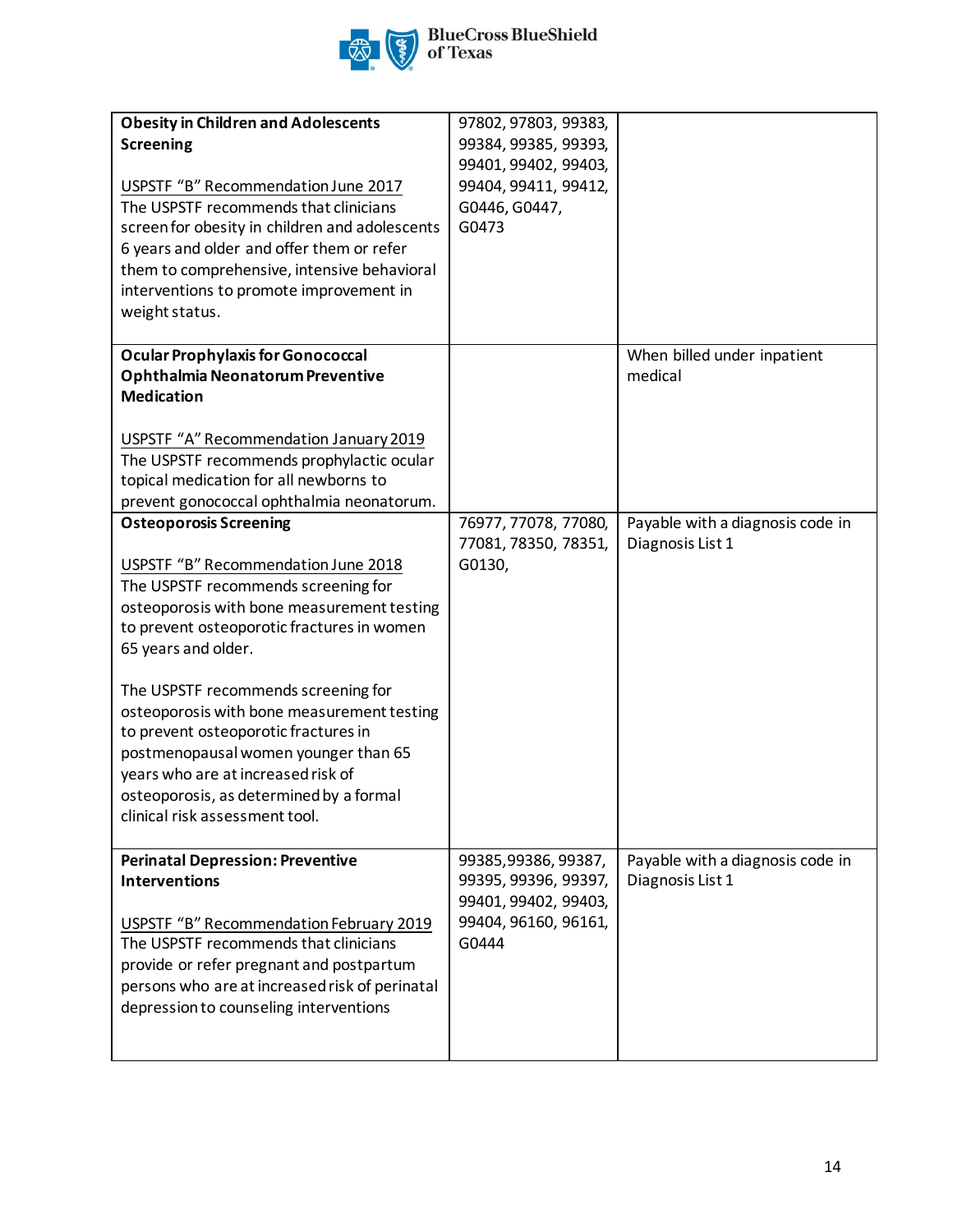| | | |
|---|---|---|
| **Obesity in Children and Adolescents Screening**<br><br>USPSTF "B" Recommendation June 2017<br>The USPSTF recommends that clinicians screen for obesity in children and adolescents 6 years and older and offer them or refer them to comprehensive, intensive behavioral interventions to promote improvement in weight status. | 97802, 97803, 99383, 99384, 99385, 99393, 99401, 99402, 99403, 99404, 99411, 99412, G0446, G0447, G0473 | |
| **Ocular Prophylaxis for Gonococcal Ophthalmia Neonatorum Preventive Medication**<br><br>USPSTF "A" Recommendation January 2019<br>The USPSTF recommends prophylactic ocular topical medication for all newborns to prevent gonococcal ophthalmia neonatorum. | | When billed under inpatient medical |
| **Osteoporosis Screening**<br><br>USPSTF "B" Recommendation June 2018<br>The USPSTF recommends screening for osteoporosis with bone measurement testing to prevent osteoporotic fractures in women 65 years and older.<br><br>The USPSTF recommends screening for osteoporosis with bone measurement testing to prevent osteoporotic fractures in postmenopausal women younger than 65 years who are at increased risk of osteoporosis, as determined by a formal clinical risk assessment tool. | 76977, 77078, 77080, 77081, 78350, 78351, G0130, | Payable with a diagnosis code in Diagnosis List 1 |
| **Perinatal Depression: Preventive Interventions**<br><br>USPSTF "B" Recommendation February 2019<br>The USPSTF recommends that clinicians provide or refer pregnant and postpartum persons who are at increased risk of perinatal depression to counseling interventions | 99385,99386, 99387, 99395, 99396, 99397, 99401, 99402, 99403, 99404, 96160, 96161, G0444 | Payable with a diagnosis code in Diagnosis List 1 |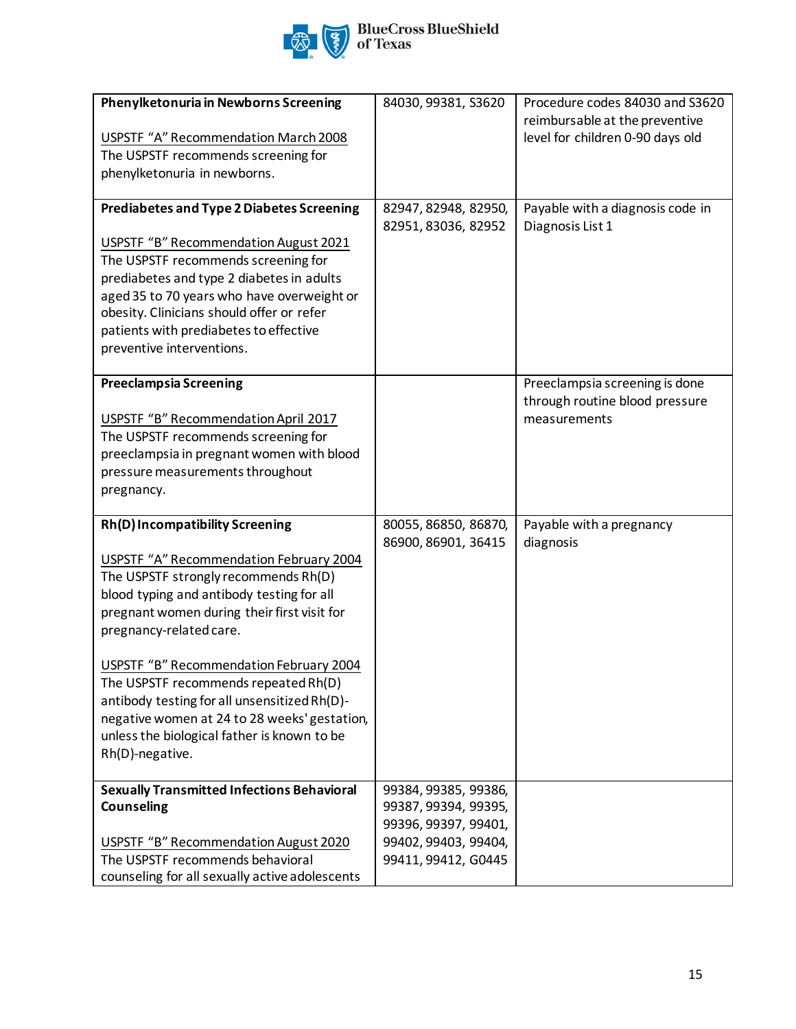| | | |
|---|---|---|
| **Phenylketonuria in Newborns Screening**<br><br>USPSTF "A" Recommendation March 2008<br>The USPSTF recommends screening for phenylketonuria in newborns. | 84030, 99381, S3620 | Procedure codes 84030 and S3620 reimbursable at the preventive level for children 0-90 days old |
| **Prediabetes and Type 2 Diabetes Screening**<br><br>USPSTF "B" Recommendation August 2021<br>The USPSTF recommends screening for prediabetes and type 2 diabetes in adults aged 35 to 70 years who have overweight or obesity. Clinicians should offer or refer patients with prediabetes to effective preventive interventions. | 82947, 82948, 82950, 82951, 83036, 82952 | Payable with a diagnosis code in Diagnosis List 1 |
| **Preeclampsia Screening**<br><br>USPSTF "B" Recommendation April 2017<br>The USPSTF recommends screening for preeclampsia in pregnant women with blood pressure measurements throughout pregnancy. | | Preeclampsia screening is done through routine blood pressure measurements |
| **Rh(D) Incompatibility Screening**<br><br>USPSTF "A" Recommendation February 2004<br>The USPSTF strongly recommends Rh(D) blood typing and antibody testing for all pregnant women during their first visit for pregnancy-related care.<br><br>USPSTF "B" Recommendation February 2004<br>The USPSTF recommends repeated Rh(D) antibody testing for all unsensitized Rh(D)-negative women at 24 to 28 weeks' gestation, unless the biological father is known to be Rh(D)-negative. | 80055, 86850, 86870, 86900, 86901, 36415 | Payable with a pregnancy diagnosis |
| **Sexually Transmitted Infections Behavioral Counseling**<br><br>USPSTF "B" Recommendation August 2020<br>The USPSTF recommends behavioral counseling for all sexually active adolescents | 99384, 99385, 99386, 99387, 99394, 99395, 99396, 99397, 99401, 99402, 99403, 99404, 99411, 99412, G0445 | |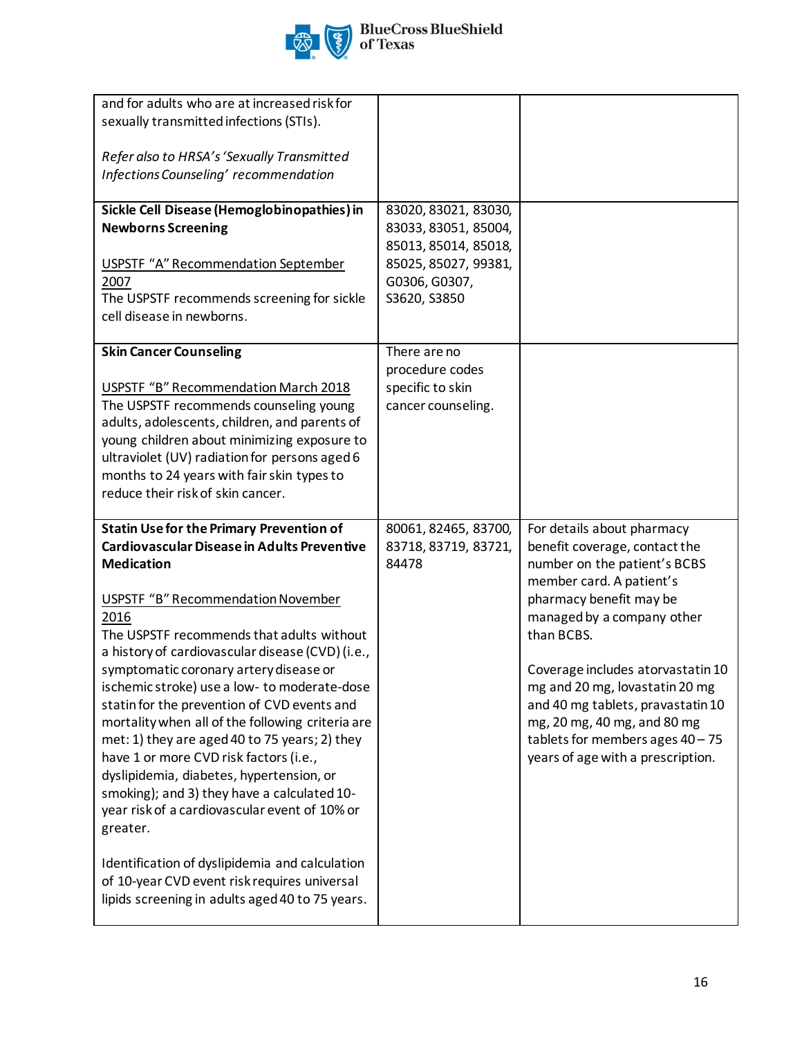| | | |
|---|---|---|
| and for adults who are at increased risk for sexually transmitted infections (STIs).<br><br>*Refer also to HRSA's 'Sexually Transmitted Infections Counseling' recommendation* | | |
| **Sickle Cell Disease (Hemoglobinopathies) in Newborns Screening**<br><br>USPSTF "A" Recommendation September 2007<br>The USPSTF recommends screening for sickle cell disease in newborns. | 83020, 83021, 83030, 83033, 83051, 85004, 85013, 85014, 85018, 85025, 85027, 99381, G0306, G0307, S3620, S3850 | |
| **Skin Cancer Counseling**<br><br>USPSTF "B" Recommendation March 2018<br>The USPSTF recommends counseling young adults, adolescents, children, and parents of young children about minimizing exposure to ultraviolet (UV) radiation for persons aged 6 months to 24 years with fair skin types to reduce their risk of skin cancer. | There are no procedure codes specific to skin cancer counseling. | |
| **Statin Use for the Primary Prevention of Cardiovascular Disease in Adults Preventive Medication**<br><br>USPSTF "B" Recommendation November 2016<br>The USPSTF recommends that adults without a history of cardiovascular disease (CVD) (i.e., symptomatic coronary artery disease or ischemic stroke) use a low- to moderate-dose statin for the prevention of CVD events and mortality when all of the following criteria are met: 1) they are aged 40 to 75 years; 2) they have 1 or more CVD risk factors (i.e., dyslipidemia, diabetes, hypertension, or smoking); and 3) they have a calculated 10-year risk of a cardiovascular event of 10% or greater.<br><br>Identification of dyslipidemia and calculation of 10-year CVD event risk requires universal lipids screening in adults aged 40 to 75 years. | 80061, 82465, 83700, 83718, 83719, 83721, 84478 | For details about pharmacy benefit coverage, contact the number on the patient's BCBS member card. A patient's pharmacy benefit may be managed by a company other than BCBS.<br><br>Coverage includes atorvastatin 10 mg and 20 mg, lovastatin 20 mg and 40 mg tablets, pravastatin 10 mg, 20 mg, 40 mg, and 80 mg tablets for members ages 40 – 75 years of age with a prescription. |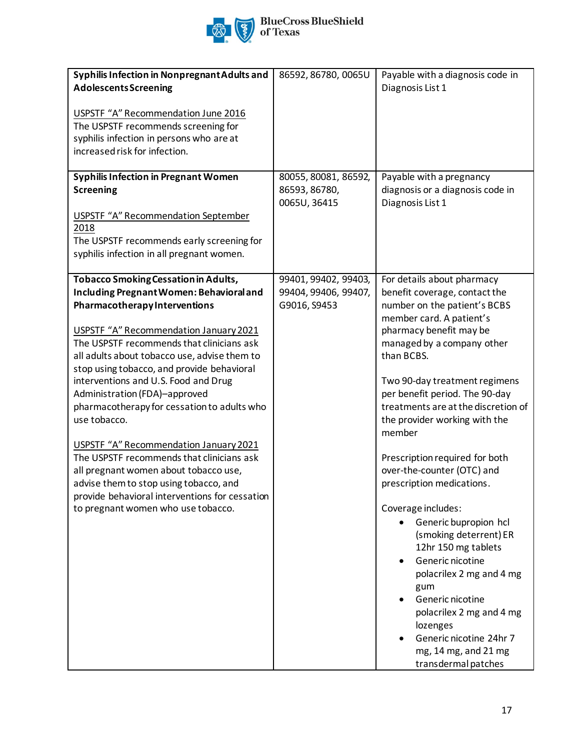| | | |
|---|---|---|
| **Syphilis Infection in Nonpregnant Adults and Adolescents Screening**<br><br>USPSTF "A" Recommendation June 2016<br>The USPSTF recommends screening for syphilis infection in persons who are at increased risk for infection. | 86592, 86780, 0065U | Payable with a diagnosis code in Diagnosis List 1 |
| **Syphilis Infection in Pregnant Women Screening**<br><br>USPSTF "A" Recommendation September 2018<br>The USPSTF recommends early screening for syphilis infection in all pregnant women. | 80055, 80081, 86592, 86593, 86780, 0065U, 36415 | Payable with a pregnancy diagnosis or a diagnosis code in Diagnosis List 1 |
| **Tobacco Smoking Cessation in Adults, Including Pregnant Women: Behavioral and Pharmacotherapy Interventions**<br><br>USPSTF "A" Recommendation January 2021<br>The USPSTF recommends that clinicians ask all adults about tobacco use, advise them to stop using tobacco, and provide behavioral interventions and U.S. Food and Drug Administration (FDA)–approved pharmacotherapy for cessation to adults who use tobacco.<br><br>USPSTF "A" Recommendation January 2021<br>The USPSTF recommends that clinicians ask all pregnant women about tobacco use, advise them to stop using tobacco, and provide behavioral interventions for cessation to pregnant women who use tobacco. | 99401, 99402, 99403, 99404, 99406, 99407, G9016, S9453 | For details about pharmacy benefit coverage, contact the number on the patient's BCBS member card. A patient's pharmacy benefit may be managed by a company other than BCBS.<br><br>Two 90-day treatment regimens per benefit period. The 90-day treatments are at the discretion of the provider working with the member<br><br>Prescription required for both over-the-counter (OTC) and prescription medications.<br><br>Coverage includes:<br>• Generic bupropion hcl (smoking deterrent) ER 12hr 150 mg tablets<br>• Generic nicotine polacrilex 2 mg and 4 mg gum<br>• Generic nicotine polacrilex 2 mg and 4 mg lozenges<br>• Generic nicotine 24hr 7 mg, 14 mg, and 21 mg transdermal patches |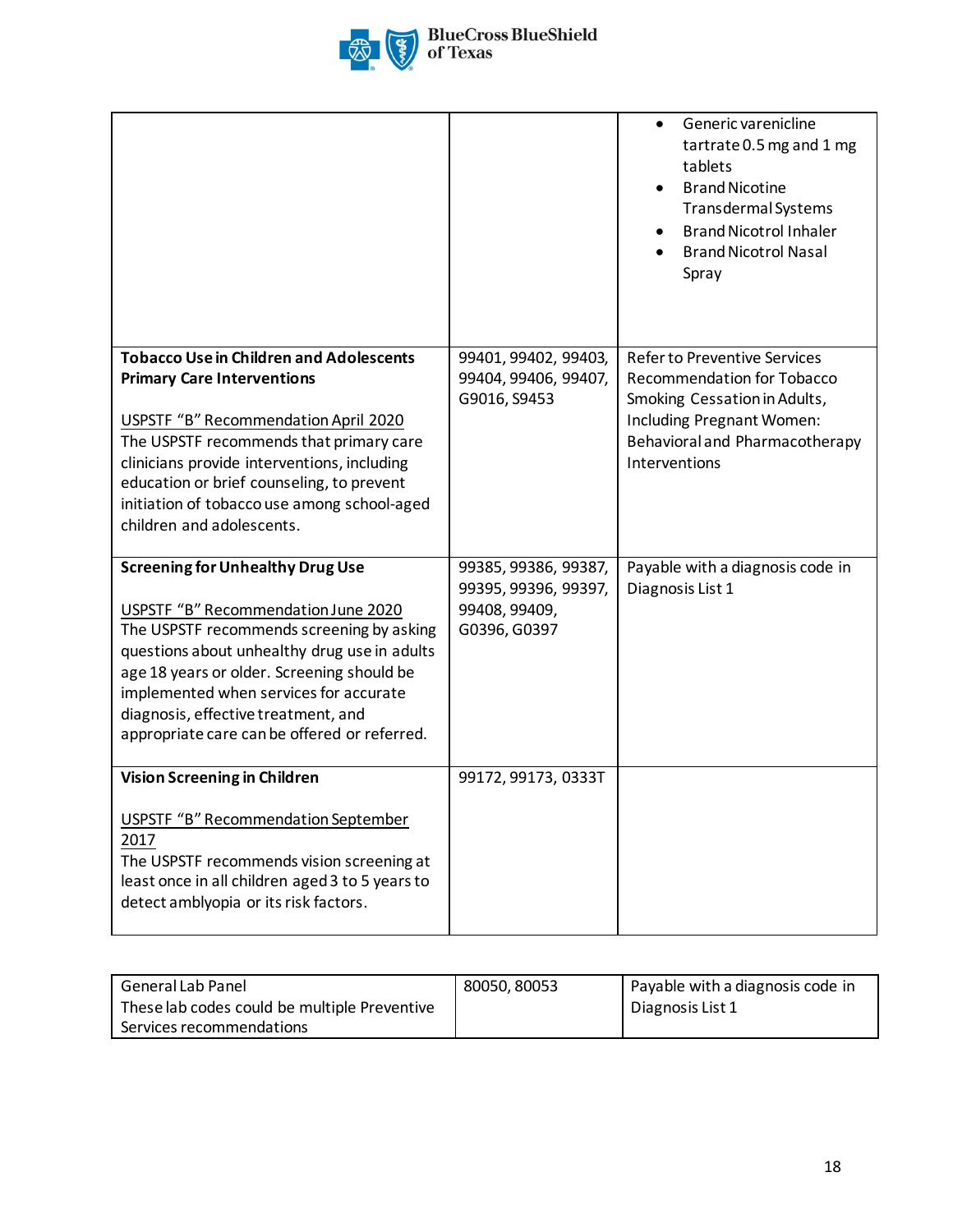| | | |
|---|---|---|
| | | • Generic varenicline tartrate 0.5 mg and 1 mg tablets<br>• Brand Nicotine Transdermal Systems<br>• Brand Nicotrol Inhaler<br>• Brand Nicotrol Nasal Spray |
| **Tobacco Use in Children and Adolescents Primary Care Interventions**<br><br>USPSTF "B" Recommendation April 2020<br>The USPSTF recommends that primary care clinicians provide interventions, including education or brief counseling, to prevent initiation of tobacco use among school-aged children and adolescents. | 99401, 99402, 99403, 99404, 99406, 99407, G9016, S9453 | Refer to Preventive Services Recommendation for Tobacco Smoking Cessation in Adults, Including Pregnant Women: Behavioral and Pharmacotherapy Interventions |
| **Screening for Unhealthy Drug Use**<br><br>USPSTF "B" Recommendation June 2020<br>The USPSTF recommends screening by asking questions about unhealthy drug use in adults age 18 years or older. Screening should be implemented when services for accurate diagnosis, effective treatment, and appropriate care can be offered or referred. | 99385, 99386, 99387, 99395, 99396, 99397, 99408, 99409, G0396, G0397 | Payable with a diagnosis code in Diagnosis List 1 |
| **Vision Screening in Children**<br><br>USPSTF "B" Recommendation September 2017<br>The USPSTF recommends vision screening at least once in all children aged 3 to 5 years to detect amblyopia or its risk factors. | 99172, 99173, 0333T | |

| | | |
|---|---|---|
| General Lab Panel<br>These lab codes could be multiple Preventive Services recommendations | 80050, 80053 | Payable with a diagnosis code in Diagnosis List 1 |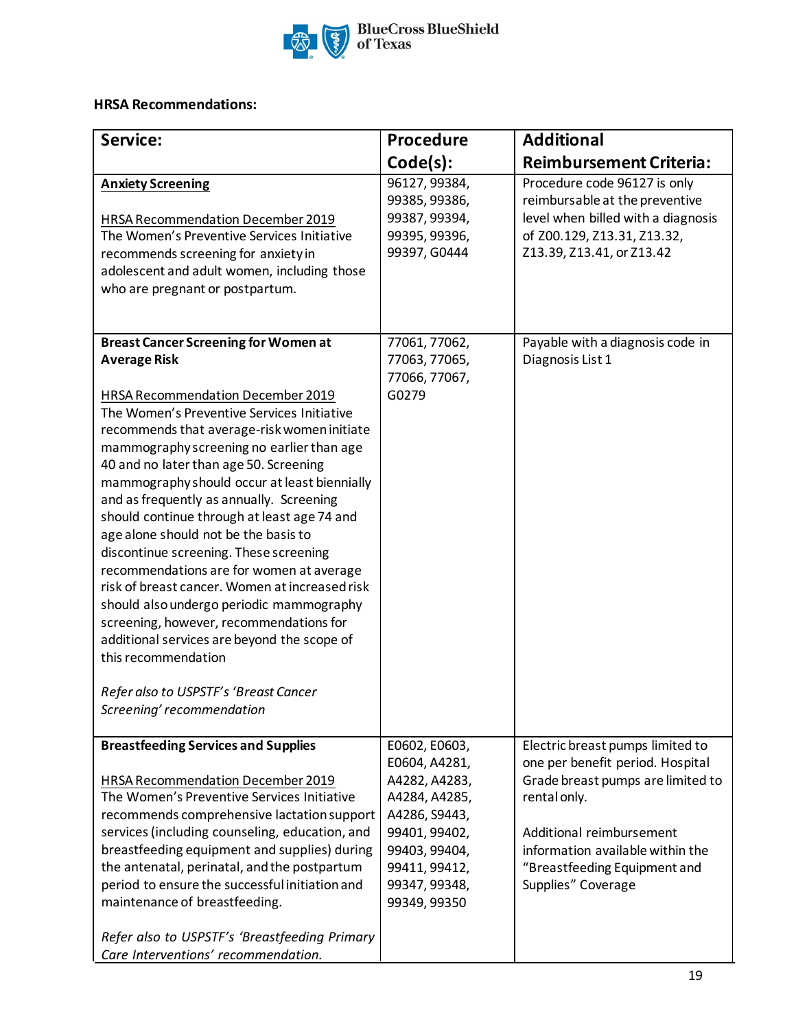**HRSA Recommendations:**

| Service: | Procedure Code(s): | Additional Reimbursement Criteria: |
|---|---|---|
| **Anxiety Screening**<br><br>HRSA Recommendation December 2019<br>The Women's Preventive Services Initiative recommends screening for anxiety in adolescent and adult women, including those who are pregnant or postpartum. | 96127, 99384, 99385, 99386, 99387, 99394, 99395, 99396, 99397, G0444 | Procedure code 96127 is only reimbursable at the preventive level when billed with a diagnosis of Z00.129, Z13.31, Z13.32, Z13.39, Z13.41, or Z13.42 |
| **Breast Cancer Screening for Women at Average Risk**<br><br>HRSA Recommendation December 2019<br>The Women's Preventive Services Initiative recommends that average-risk women initiate mammography screening no earlier than age 40 and no later than age 50. Screening mammography should occur at least biennially and as frequently as annually. Screening should continue through at least age 74 and age alone should not be the basis to discontinue screening. These screening recommendations are for women at average risk of breast cancer. Women at increased risk should also undergo periodic mammography screening, however, recommendations for additional services are beyond the scope of this recommendation<br><br>*Refer also to USPSTF's 'Breast Cancer Screening' recommendation* | 77061, 77062, 77063, 77065, 77066, 77067, G0279 | Payable with a diagnosis code in Diagnosis List 1 |
| **Breastfeeding Services and Supplies**<br><br>HRSA Recommendation December 2019<br>The Women's Preventive Services Initiative recommends comprehensive lactation support services (including counseling, education, and breastfeeding equipment and supplies) during the antenatal, perinatal, and the postpartum period to ensure the successful initiation and maintenance of breastfeeding.<br><br>*Refer also to USPSTF's 'Breastfeeding Primary Care Interventions' recommendation.* | E0602, E0603, E0604, A4281, A4282, A4283, A4284, A4285, A4286, S9443, 99401, 99402, 99403, 99404, 99411, 99412, 99347, 99348, 99349, 99350 | Electric breast pumps limited to one per benefit period. Hospital Grade breast pumps are limited to rental only.<br><br>Additional reimbursement information available within the "Breastfeeding Equipment and Supplies" Coverage |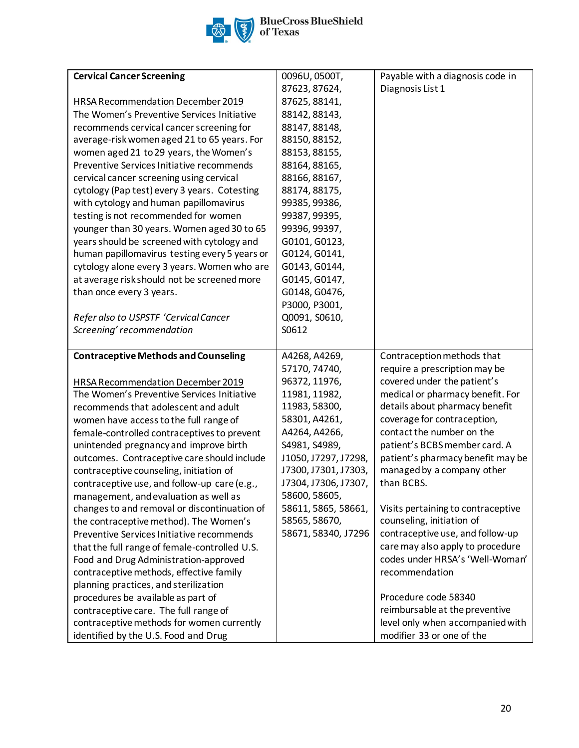| | | |
|---|---|---|
| **Cervical Cancer Screening**<br><br>HRSA Recommendation December 2019<br>The Women's Preventive Services Initiative recommends cervical cancer screening for average-risk women aged 21 to 65 years. For women aged 21 to 29 years, the Women's Preventive Services Initiative recommends cervical cancer screening using cervical cytology (Pap test) every 3 years. Cotesting with cytology and human papillomavirus testing is not recommended for women younger than 30 years. Women aged 30 to 65 years should be screened with cytology and human papillomavirus testing every 5 years or cytology alone every 3 years. Women who are at average risk should not be screened more than once every 3 years.<br><br>*Refer also to USPSTF 'Cervical Cancer Screening' recommendation* | 0096U, 0500T, 87623, 87624, 87625, 88141, 88142, 88143, 88147, 88148, 88150, 88152, 88153, 88155, 88164, 88165, 88166, 88167, 88174, 88175, 99385, 99386, 99387, 99395, 99396, 99397, G0101, G0123, G0124, G0141, G0143, G0144, G0145, G0147, G0148, G0476, P3000, P3001, Q0091, S0610, S0612 | Payable with a diagnosis code in Diagnosis List 1 |
| **Contraceptive Methods and Counseling**<br><br>HRSA Recommendation December 2019<br>The Women's Preventive Services Initiative recommends that adolescent and adult women have access to the full range of female-controlled contraceptives to prevent unintended pregnancy and improve birth outcomes. Contraceptive care should include contraceptive counseling, initiation of contraceptive use, and follow-up care (e.g., management, and evaluation as well as changes to and removal or discontinuation of the contraceptive method). The Women's Preventive Services Initiative recommends that the full range of female-controlled U.S. Food and Drug Administration-approved contraceptive methods, effective family planning practices, and sterilization procedures be available as part of contraceptive care. The full range of contraceptive methods for women currently identified by the U.S. Food and Drug | A4268, A4269, 57170, 74740, 96372, 11976, 11981, 11982, 11983, 58300, 58301, A4261, A4264, A4266, S4981, S4989, J1050, J7297, J7298, J7300, J7301, J7303, J7304, J7306, J7307, 58600, 58605, 58611, 5865, 58661, 58565, 58670, 58671, 58340, J7296 | Contraception methods that require a prescription may be covered under the patient's medical or pharmacy benefit. For details about pharmacy benefit coverage for contraception, contact the number on the patient's BCBS member card. A patient's pharmacy benefit may be managed by a company other than BCBS.<br><br>Visits pertaining to contraceptive counseling, initiation of contraceptive use, and follow-up care may also apply to procedure codes under HRSA's 'Well-Woman' recommendation<br><br>Procedure code 58340 reimbursable at the preventive level only when accompanied with modifier 33 or one of the |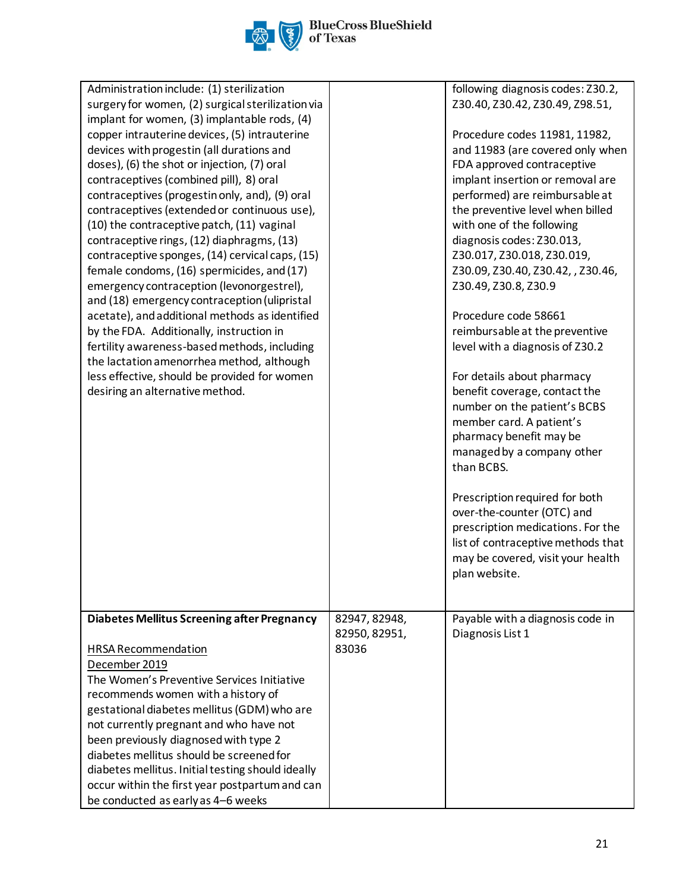| | | |
|---|---|---|
| Administration include: (1) sterilization surgery for women, (2) surgical sterilization via implant for women, (3) implantable rods, (4) copper intrauterine devices, (5) intrauterine devices with progestin (all durations and doses), (6) the shot or injection, (7) oral contraceptives (combined pill), 8) oral contraceptives (progestin only, and), (9) oral contraceptives (extended or continuous use), (10) the contraceptive patch, (11) vaginal contraceptive rings, (12) diaphragms, (13) contraceptive sponges, (14) cervical caps, (15) female condoms, (16) spermicides, and (17) emergency contraception (levonorgestrel), and (18) emergency contraception (ulipristal acetate), and additional methods as identified by the FDA. Additionally, instruction in fertility awareness-based methods, including the lactation amenorrhea method, although less effective, should be provided for women desiring an alternative method. | | following diagnosis codes: Z30.2, Z30.40, Z30.42, Z30.49, Z98.51,<br><br>Procedure codes 11981, 11982, and 11983 (are covered only when FDA approved contraceptive implant insertion or removal are performed) are reimbursable at the preventive level when billed with one of the following diagnosis codes: Z30.013, Z30.017, Z30.018, Z30.019, Z30.09, Z30.40, Z30.42, , Z30.46, Z30.49, Z30.8, Z30.9<br><br>Procedure code 58661 reimbursable at the preventive level with a diagnosis of Z30.2<br><br>For details about pharmacy benefit coverage, contact the number on the patient's BCBS member card. A patient's pharmacy benefit may be managed by a company other than BCBS.<br><br>Prescription required for both over-the-counter (OTC) and prescription medications. For the list of contraceptive methods that may be covered, visit your health plan website. |
| **Diabetes Mellitus Screening after Pregnancy**<br><br>HRSA Recommendation<br>December 2019<br>The Women's Preventive Services Initiative recommends women with a history of gestational diabetes mellitus (GDM) who are not currently pregnant and who have not been previously diagnosed with type 2 diabetes mellitus should be screened for diabetes mellitus. Initial testing should ideally occur within the first year postpartum and can be conducted as early as 4–6 weeks | 82947, 82948, 82950, 82951, 83036 | Payable with a diagnosis code in Diagnosis List 1 |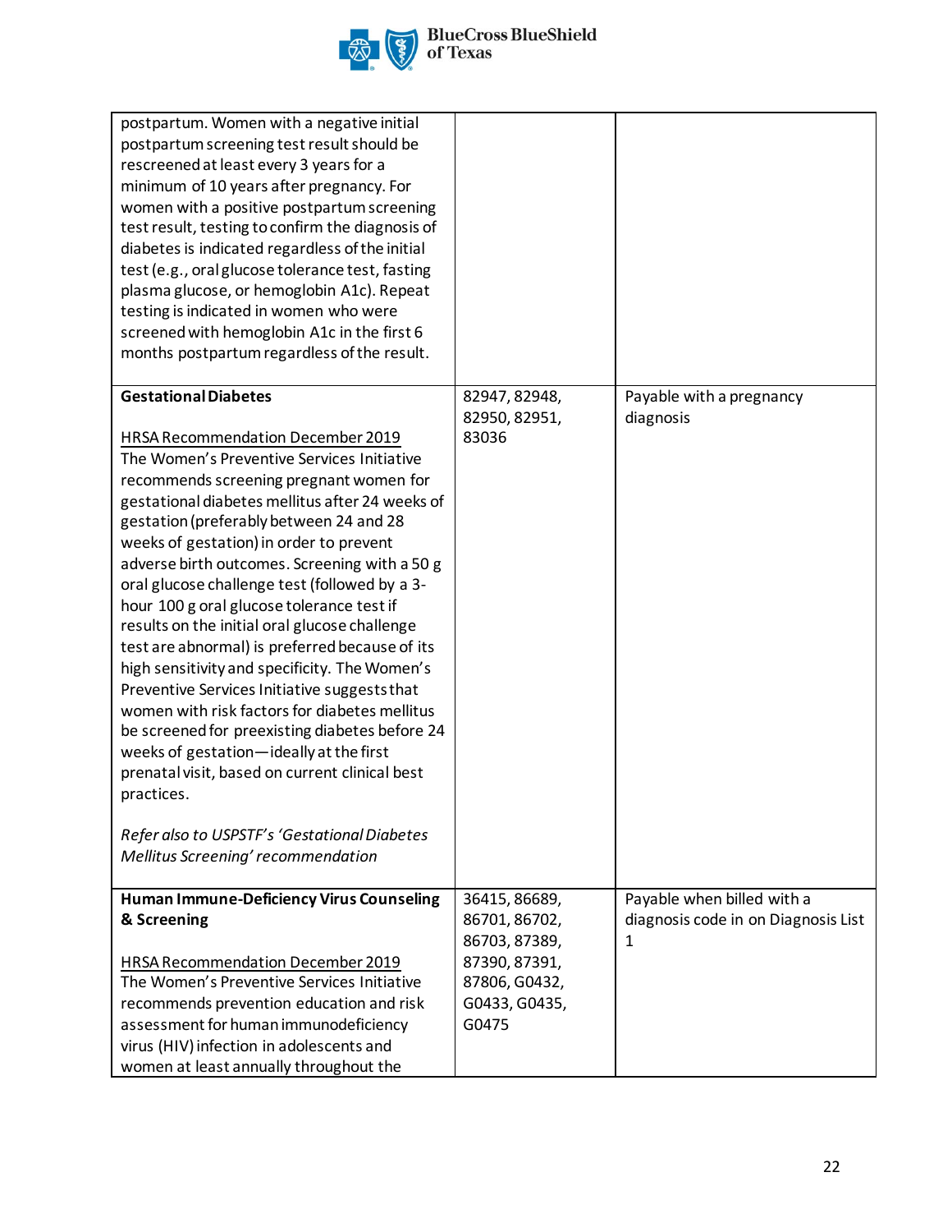| | | |
|---|---|---|
| postpartum. Women with a negative initial postpartum screening test result should be rescreened at least every 3 years for a minimum of 10 years after pregnancy. For women with a positive postpartum screening test result, testing to confirm the diagnosis of diabetes is indicated regardless of the initial test (e.g., oral glucose tolerance test, fasting plasma glucose, or hemoglobin A1c). Repeat testing is indicated in women who were screened with hemoglobin A1c in the first 6 months postpartum regardless of the result. | | |
| **Gestational Diabetes**<br><br>HRSA Recommendation December 2019<br>The Women's Preventive Services Initiative recommends screening pregnant women for gestational diabetes mellitus after 24 weeks of gestation (preferably between 24 and 28 weeks of gestation) in order to prevent adverse birth outcomes. Screening with a 50 g oral glucose challenge test (followed by a 3-hour 100 g oral glucose tolerance test if results on the initial oral glucose challenge test are abnormal) is preferred because of its high sensitivity and specificity. The Women's Preventive Services Initiative suggests that women with risk factors for diabetes mellitus be screened for preexisting diabetes before 24 weeks of gestation—ideally at the first prenatal visit, based on current clinical best practices.<br><br>*Refer also to USPSTF's 'Gestational Diabetes Mellitus Screening' recommendation* | 82947, 82948, 82950, 82951, 83036 | Payable with a pregnancy diagnosis |
| **Human Immune-Deficiency Virus Counseling & Screening**<br><br>HRSA Recommendation December 2019<br>The Women's Preventive Services Initiative recommends prevention education and risk assessment for human immunodeficiency virus (HIV) infection in adolescents and women at least annually throughout the | 36415, 86689, 86701, 86702, 86703, 87389, 87390, 87391, 87806, G0432, G0433, G0435, G0475 | Payable when billed with a diagnosis code in on Diagnosis List 1 |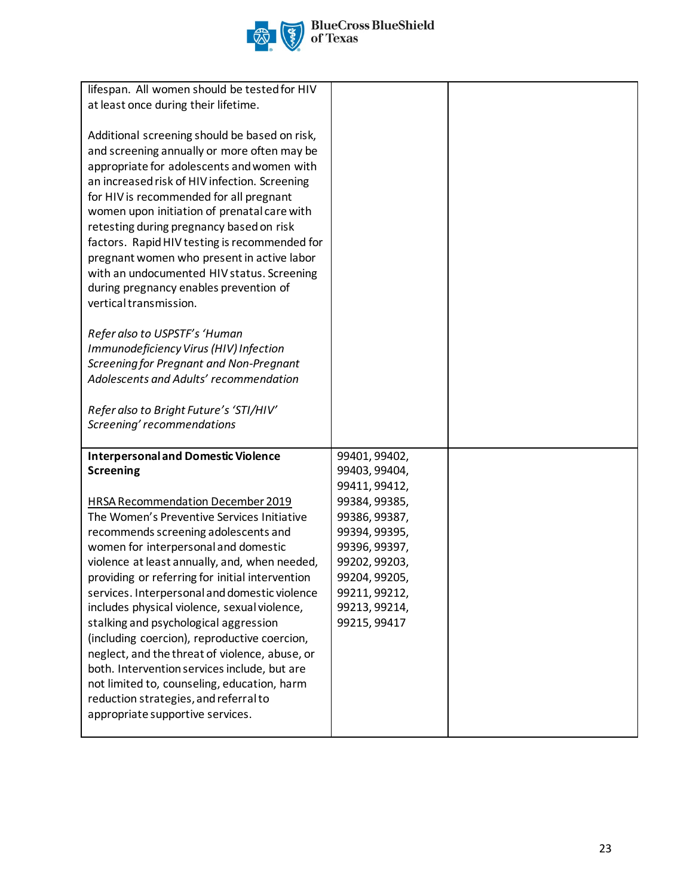| | | |
|---|---|---|
| lifespan. All women should be tested for HIV at least once during their lifetime.<br><br>Additional screening should be based on risk, and screening annually or more often may be appropriate for adolescents and women with an increased risk of HIV infection. Screening for HIV is recommended for all pregnant women upon initiation of prenatal care with retesting during pregnancy based on risk factors. Rapid HIV testing is recommended for pregnant women who present in active labor with an undocumented HIV status. Screening during pregnancy enables prevention of vertical transmission.<br><br>*Refer also to USPSTF's 'Human Immunodeficiency Virus (HIV) Infection Screening for Pregnant and Non-Pregnant Adolescents and Adults' recommendation*<br><br>*Refer also to Bright Future's 'STI/HIV' Screening' recommendations* | | |
| **Interpersonal and Domestic Violence Screening**<br><br><u>HRSA Recommendation December 2019</u><br>The Women's Preventive Services Initiative recommends screening adolescents and women for interpersonal and domestic violence at least annually, and, when needed, providing or referring for initial intervention services. Interpersonal and domestic violence includes physical violence, sexual violence, stalking and psychological aggression (including coercion), reproductive coercion, neglect, and the threat of violence, abuse, or both. Intervention services include, but are not limited to, counseling, education, harm reduction strategies, and referral to appropriate supportive services. | 99401, 99402, 99403, 99404, 99411, 99412, 99384, 99385, 99386, 99387, 99394, 99395, 99396, 99397, 99202, 99203, 99204, 99205, 99211, 99212, 99213, 99214, 99215, 99417 | |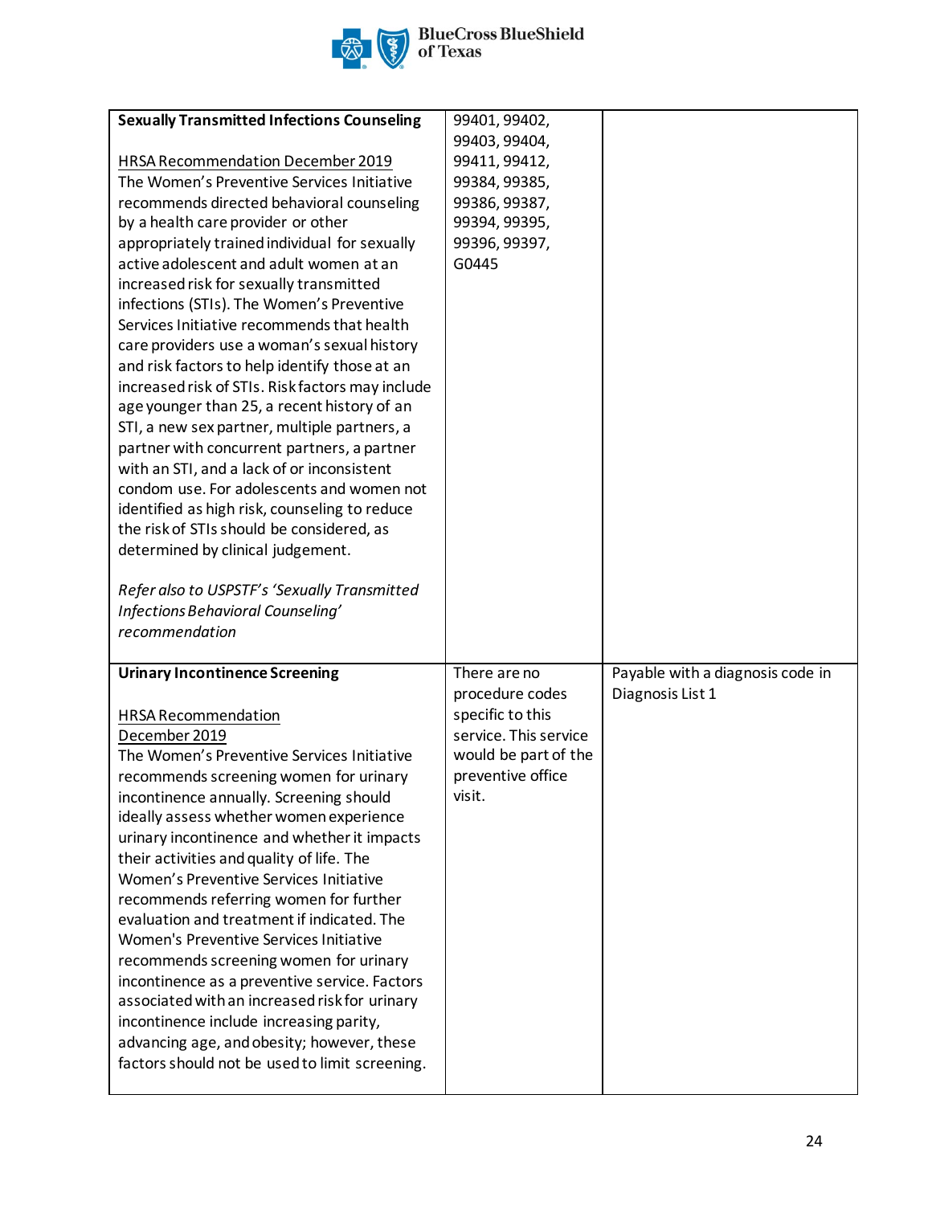| | | |
|---|---|---|
| **Sexually Transmitted Infections Counseling**<br><br>HRSA Recommendation December 2019<br>The Women's Preventive Services Initiative recommends directed behavioral counseling by a health care provider or other appropriately trained individual for sexually active adolescent and adult women at an increased risk for sexually transmitted infections (STIs). The Women's Preventive Services Initiative recommends that health care providers use a woman's sexual history and risk factors to help identify those at an increased risk of STIs. Risk factors may include age younger than 25, a recent history of an STI, a new sex partner, multiple partners, a partner with concurrent partners, a partner with an STI, and a lack of or inconsistent condom use. For adolescents and women not identified as high risk, counseling to reduce the risk of STIs should be considered, as determined by clinical judgement.<br><br>*Refer also to USPSTF's 'Sexually Transmitted Infections Behavioral Counseling' recommendation* | 99401, 99402, 99403, 99404, 99411, 99412, 99384, 99385, 99386, 99387, 99394, 99395, 99396, 99397, G0445 | |
| **Urinary Incontinence Screening**<br><br>HRSA Recommendation December 2019<br>The Women's Preventive Services Initiative recommends screening women for urinary incontinence annually. Screening should ideally assess whether women experience urinary incontinence and whether it impacts their activities and quality of life. The Women's Preventive Services Initiative recommends referring women for further evaluation and treatment if indicated. The Women's Preventive Services Initiative recommends screening women for urinary incontinence as a preventive service. Factors associated with an increased risk for urinary incontinence include increasing parity, advancing age, and obesity; however, these factors should not be used to limit screening. | There are no procedure codes specific to this service. This service would be part of the preventive office visit. | Payable with a diagnosis code in Diagnosis List 1 |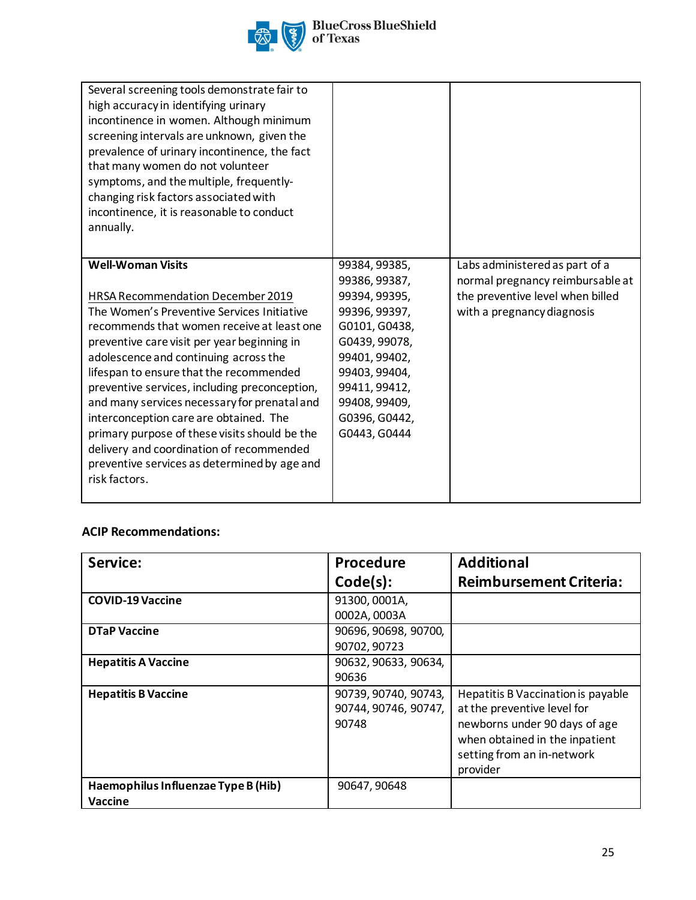| | | |
|---|---|---|
| Several screening tools demonstrate fair to high accuracy in identifying urinary incontinence in women. Although minimum screening intervals are unknown, given the prevalence of urinary incontinence, the fact that many women do not volunteer symptoms, and the multiple, frequently-changing risk factors associated with incontinence, it is reasonable to conduct annually. | | |
| **Well-Woman Visits**<br><br>HRSA Recommendation December 2019<br>The Women's Preventive Services Initiative recommends that women receive at least one preventive care visit per year beginning in adolescence and continuing across the lifespan to ensure that the recommended preventive services, including preconception, and many services necessary for prenatal and interconception care are obtained. The primary purpose of these visits should be the delivery and coordination of recommended preventive services as determined by age and risk factors. | 99384, 99385, 99386, 99387, 99394, 99395, 99396, 99397, G0101, G0438, G0439, 99078, 99401, 99402, 99403, 99404, 99411, 99412, 99408, 99409, G0396, G0442, G0443, G0444 | Labs administered as part of a normal pregnancy reimbursable at the preventive level when billed with a pregnancy diagnosis |

**ACIP Recommendations:**

| Service: | Procedure Code(s): | Additional Reimbursement Criteria: |
|---|---|---|
| **COVID-19 Vaccine** | 91300, 0001A, 0002A, 0003A | |
| **DTaP Vaccine** | 90696, 90698, 90700, 90702, 90723 | |
| **Hepatitis A Vaccine** | 90632, 90633, 90634, 90636 | |
| **Hepatitis B Vaccine** | 90739, 90740, 90743, 90744, 90746, 90747, 90748 | Hepatitis B Vaccination is payable at the preventive level for newborns under 90 days of age when obtained in the inpatient setting from an in-network provider |
| **Haemophilus Influenzae Type B (Hib) Vaccine** | 90647, 90648 | |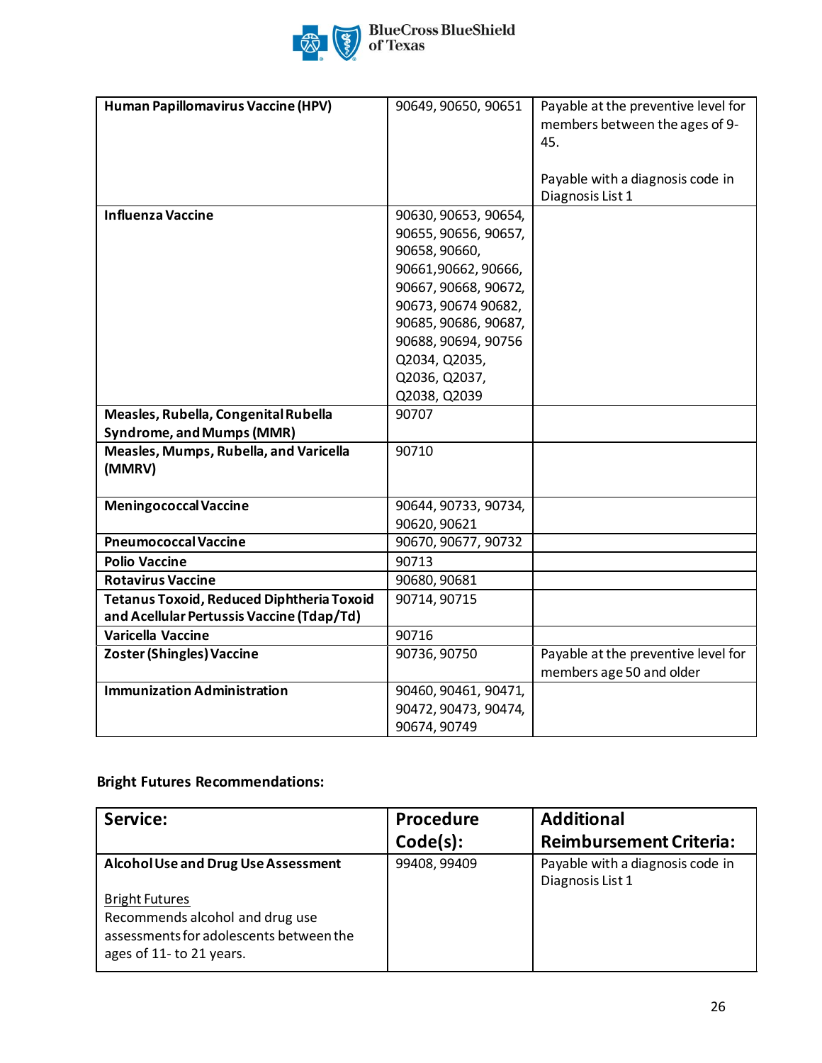| | | |
|---|---|---|
| **Human Papillomavirus Vaccine (HPV)** | 90649, 90650, 90651 | Payable at the preventive level for members between the ages of 9-45.<br><br>Payable with a diagnosis code in Diagnosis List 1 |
| **Influenza Vaccine** | 90630, 90653, 90654, 90655, 90656, 90657, 90658, 90660, 90661,90662, 90666, 90667, 90668, 90672, 90673, 90674 90682, 90685, 90686, 90687, 90688, 90694, 90756 Q2034, Q2035, Q2036, Q2037, Q2038, Q2039 | |
| **Measles, Rubella, Congenital Rubella Syndrome, and Mumps (MMR)** | 90707 | |
| **Measles, Mumps, Rubella, and Varicella (MMRV)** | 90710 | |
| **Meningococcal Vaccine** | 90644, 90733, 90734, 90620, 90621 | |
| **Pneumococcal Vaccine** | 90670, 90677, 90732 | |
| **Polio Vaccine** | 90713 | |
| **Rotavirus Vaccine** | 90680, 90681 | |
| **Tetanus Toxoid, Reduced Diphtheria Toxoid and Acellular Pertussis Vaccine (Tdap/Td)** | 90714, 90715 | |
| **Varicella Vaccine** | 90716 | |
| **Zoster (Shingles) Vaccine** | 90736, 90750 | Payable at the preventive level for members age 50 and older |
| **Immunization Administration** | 90460, 90461, 90471, 90472, 90473, 90474, 90674, 90749 | |

**Bright Futures Recommendations:**

| Service: | Procedure Code(s): | Additional Reimbursement Criteria: |
|---|---|---|
| **Alcohol Use and Drug Use Assessment**<br><br>Bright Futures<br>Recommends alcohol and drug use assessments for adolescents between the ages of 11- to 21 years. | 99408, 99409 | Payable with a diagnosis code in Diagnosis List 1 |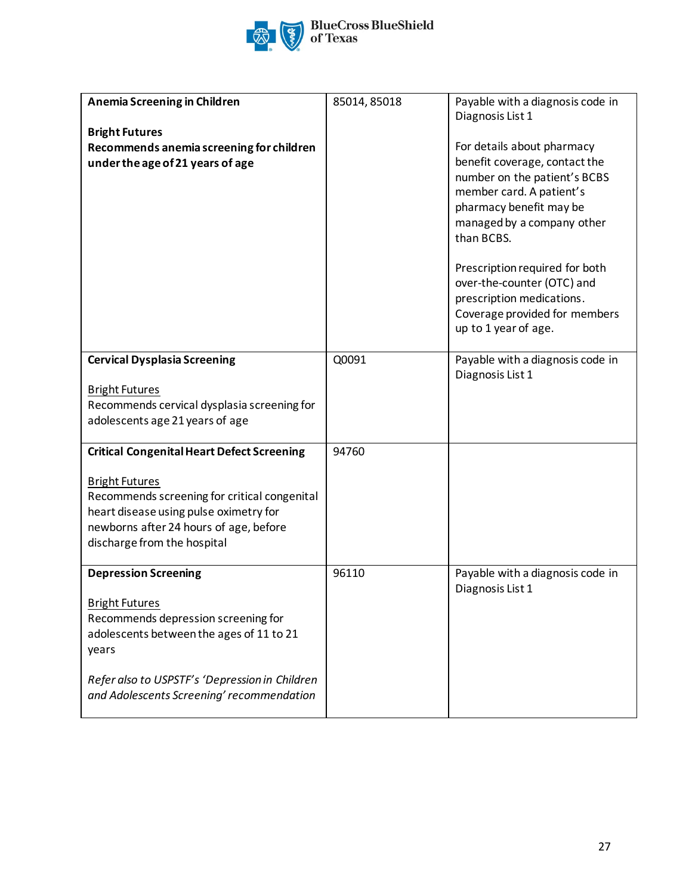| | | |
|---|---|---|
| **Anemia Screening in Children**<br><br>**Bright Futures**<br>**Recommends anemia screening for children under the age of 21 years of age** | 85014, 85018 | Payable with a diagnosis code in Diagnosis List 1<br><br>For details about pharmacy benefit coverage, contact the number on the patient's BCBS member card. A patient's pharmacy benefit may be managed by a company other than BCBS.<br><br>Prescription required for both over-the-counter (OTC) and prescription medications. Coverage provided for members up to 1 year of age. |
| **Cervical Dysplasia Screening**<br><br>Bright Futures<br>Recommends cervical dysplasia screening for adolescents age 21 years of age | Q0091 | Payable with a diagnosis code in Diagnosis List 1 |
| **Critical Congenital Heart Defect Screening**<br><br>Bright Futures<br>Recommends screening for critical congenital heart disease using pulse oximetry for newborns after 24 hours of age, before discharge from the hospital | 94760 | |
| **Depression Screening**<br><br>Bright Futures<br>Recommends depression screening for adolescents between the ages of 11 to 21 years<br><br>*Refer also to USPSTF's 'Depression in Children and Adolescents Screening' recommendation* | 96110 | Payable with a diagnosis code in Diagnosis List 1 |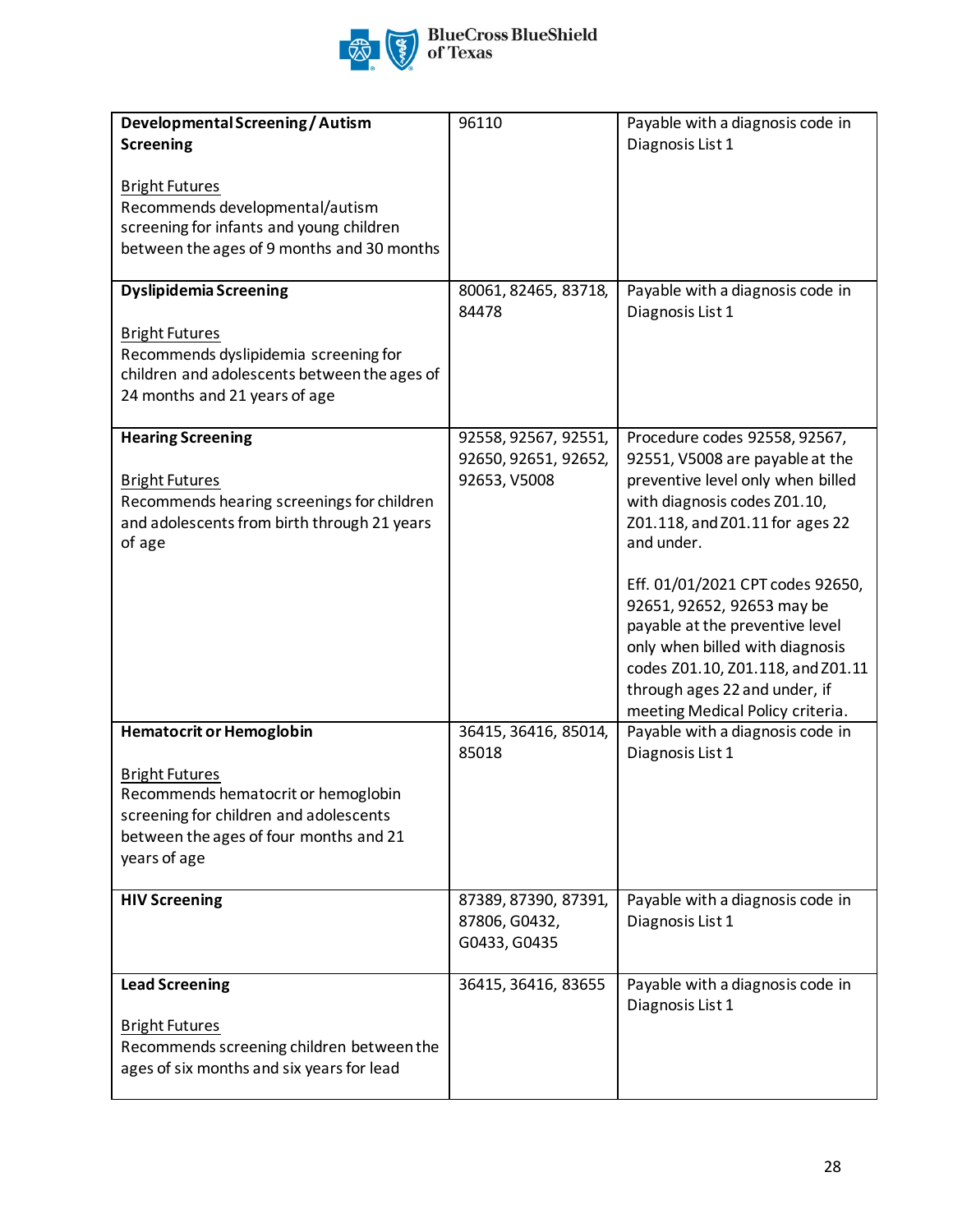| | | |
|---|---|---|
| **Developmental Screening / Autism Screening**<br><br>Bright Futures<br>Recommends developmental/autism screening for infants and young children between the ages of 9 months and 30 months | 96110 | Payable with a diagnosis code in Diagnosis List 1 |
| **Dyslipidemia Screening**<br><br>Bright Futures<br>Recommends dyslipidemia screening for children and adolescents between the ages of 24 months and 21 years of age | 80061, 82465, 83718, 84478 | Payable with a diagnosis code in Diagnosis List 1 |
| **Hearing Screening**<br><br>Bright Futures<br>Recommends hearing screenings for children and adolescents from birth through 21 years of age | 92558, 92567, 92551, 92650, 92651, 92652, 92653, V5008 | Procedure codes 92558, 92567, 92551, V5008 are payable at the preventive level only when billed with diagnosis codes Z01.10, Z01.118, and Z01.11 for ages 22 and under.<br><br>Eff. 01/01/2021 CPT codes 92650, 92651, 92652, 92653 may be payable at the preventive level only when billed with diagnosis codes Z01.10, Z01.118, and Z01.11 through ages 22 and under, if meeting Medical Policy criteria. |
| **Hematocrit or Hemoglobin**<br><br>Bright Futures<br>Recommends hematocrit or hemoglobin screening for children and adolescents between the ages of four months and 21 years of age | 36415, 36416, 85014, 85018 | Payable with a diagnosis code in Diagnosis List 1 |
| **HIV Screening** | 87389, 87390, 87391, 87806, G0432, G0433, G0435 | Payable with a diagnosis code in Diagnosis List 1 |
| **Lead Screening**<br><br>Bright Futures<br>Recommends screening children between the ages of six months and six years for lead | 36415, 36416, 83655 | Payable with a diagnosis code in Diagnosis List 1 |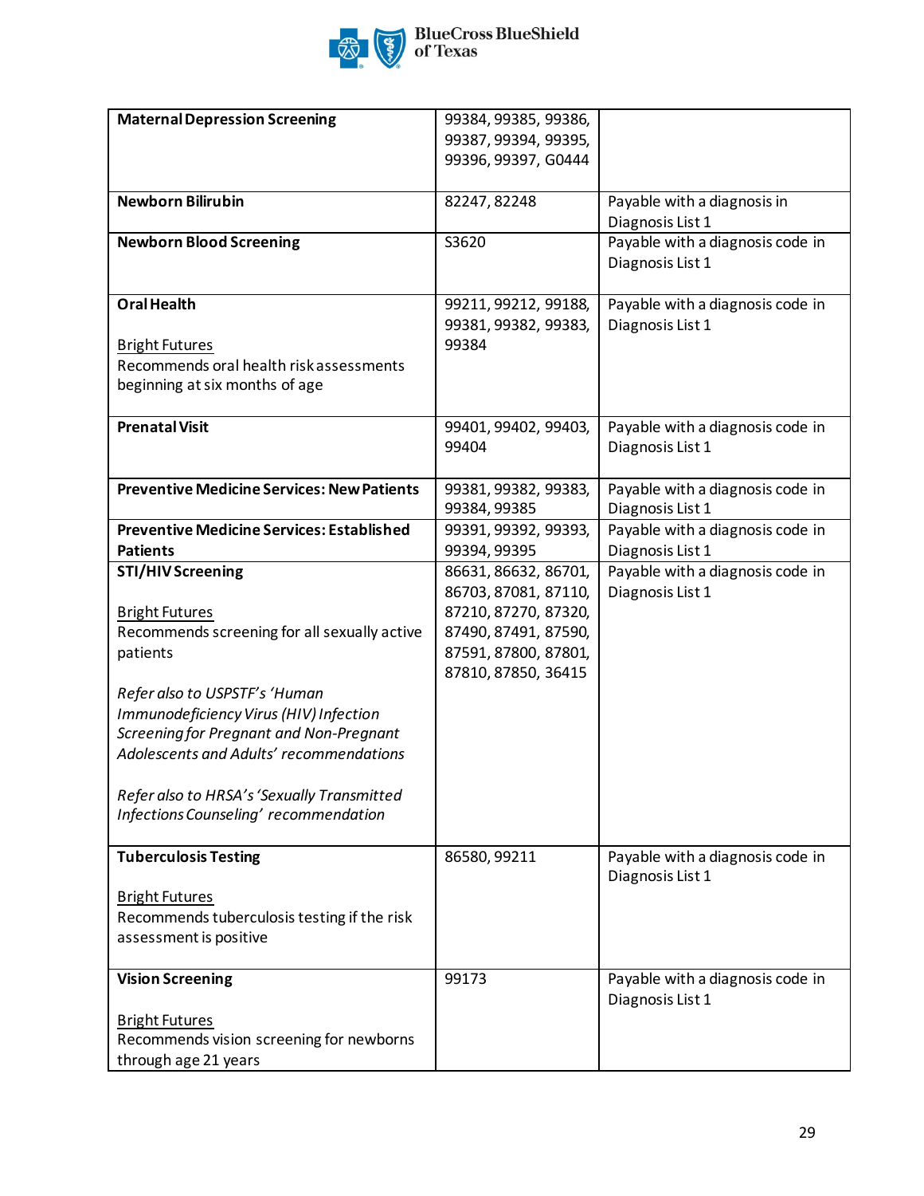| | | |
|---|---|---|
| **Maternal Depression Screening** | 99384, 99385, 99386, 99387, 99394, 99395, 99396, 99397, G0444 | |
| **Newborn Bilirubin** | 82247, 82248 | Payable with a diagnosis in Diagnosis List 1 |
| **Newborn Blood Screening** | S3620 | Payable with a diagnosis code in Diagnosis List 1 |
| **Oral Health**<br><br>Bright Futures<br>Recommends oral health risk assessments beginning at six months of age | 99211, 99212, 99188, 99381, 99382, 99383, 99384 | Payable with a diagnosis code in Diagnosis List 1 |
| **Prenatal Visit** | 99401, 99402, 99403, 99404 | Payable with a diagnosis code in Diagnosis List 1 |
| **Preventive Medicine Services: New Patients** | 99381, 99382, 99383, 99384, 99385 | Payable with a diagnosis code in Diagnosis List 1 |
| **Preventive Medicine Services: Established Patients** | 99391, 99392, 99393, 99394, 99395 | Payable with a diagnosis code in Diagnosis List 1 |
| **STI/HIV Screening**<br><br>Bright Futures<br>Recommends screening for all sexually active patients<br><br>*Refer also to USPSTF's 'Human Immunodeficiency Virus (HIV) Infection Screening for Pregnant and Non-Pregnant Adolescents and Adults' recommendations*<br><br>*Refer also to HRSA's 'Sexually Transmitted Infections Counseling' recommendation* | 86631, 86632, 86701, 86703, 87081, 87110, 87210, 87270, 87320, 87490, 87491, 87590, 87591, 87800, 87801, 87810, 87850, 36415 | Payable with a diagnosis code in Diagnosis List 1 |
| **Tuberculosis Testing**<br><br>Bright Futures<br>Recommends tuberculosis testing if the risk assessment is positive | 86580, 99211 | Payable with a diagnosis code in Diagnosis List 1 |
| **Vision Screening**<br><br>Bright Futures<br>Recommends vision screening for newborns through age 21 years | 99173 | Payable with a diagnosis code in Diagnosis List 1 |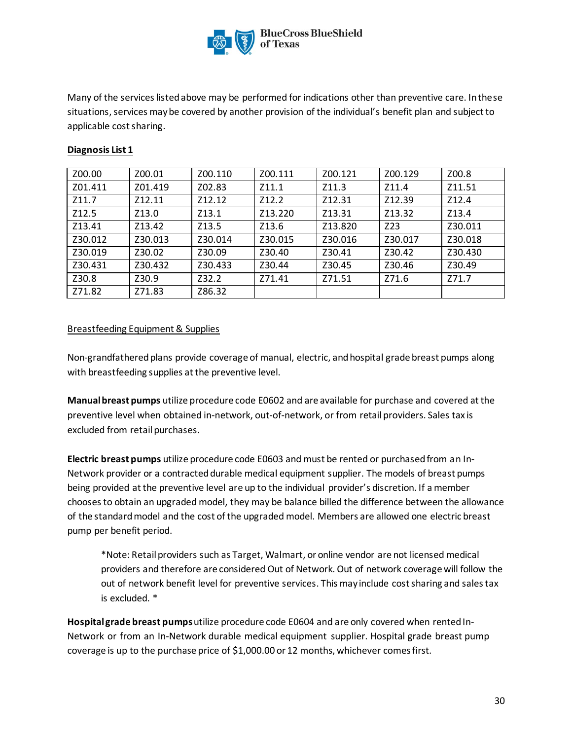Many of the services listed above may be performed for indications other than preventive care. In these situations, services may be covered by another provision of the individual's benefit plan and subject to applicable cost sharing.

**Diagnosis List 1**

| | | | | | | |
|---|---|---|---|---|---|---|
| Z00.00 | Z00.01 | Z00.110 | Z00.111 | Z00.121 | Z00.129 | Z00.8 |
| Z01.411 | Z01.419 | Z02.83 | Z11.1 | Z11.3 | Z11.4 | Z11.51 |
| Z11.7 | Z12.11 | Z12.12 | Z12.2 | Z12.31 | Z12.39 | Z12.4 |
| Z12.5 | Z13.0 | Z13.1 | Z13.220 | Z13.31 | Z13.32 | Z13.4 |
| Z13.41 | Z13.42 | Z13.5 | Z13.6 | Z13.820 | Z23 | Z30.011 |
| Z30.012 | Z30.013 | Z30.014 | Z30.015 | Z30.016 | Z30.017 | Z30.018 |
| Z30.019 | Z30.02 | Z30.09 | Z30.40 | Z30.41 | Z30.42 | Z30.430 |
| Z30.431 | Z30.432 | Z30.433 | Z30.44 | Z30.45 | Z30.46 | Z30.49 |
| Z30.8 | Z30.9 | Z32.2 | Z71.41 | Z71.51 | Z71.6 | Z71.7 |
| Z71.82 | Z71.83 | Z86.32 | | | | |

Breastfeeding Equipment & Supplies

Non-grandfathered plans provide coverage of manual, electric, and hospital grade breast pumps along with breastfeeding supplies at the preventive level.

**Manual breast pumps** utilize procedure code E0602 and are available for purchase and covered at the preventive level when obtained in-network, out-of-network, or from retail providers. Sales tax is excluded from retail purchases.

**Electric breast pumps** utilize procedure code E0603 and must be rented or purchased from an In-Network provider or a contracted durable medical equipment supplier. The models of breast pumps being provided at the preventive level are up to the individual provider's discretion. If a member chooses to obtain an upgraded model, they may be balance billed the difference between the allowance of the standard model and the cost of the upgraded model. Members are allowed one electric breast pump per benefit period.

> *Note: Retail providers such as Target, Walmart, or online vendor are not licensed medical providers and therefore are considered Out of Network. Out of network coverage will follow the out of network benefit level for preventive services. This may include cost sharing and sales tax is excluded. *

**Hospital grade breast pumps** utilize procedure code E0604 and are only covered when rented In-Network or from an In-Network durable medical equipment supplier. Hospital grade breast pump coverage is up to the purchase price of $1,000.00 or 12 months, whichever comes first.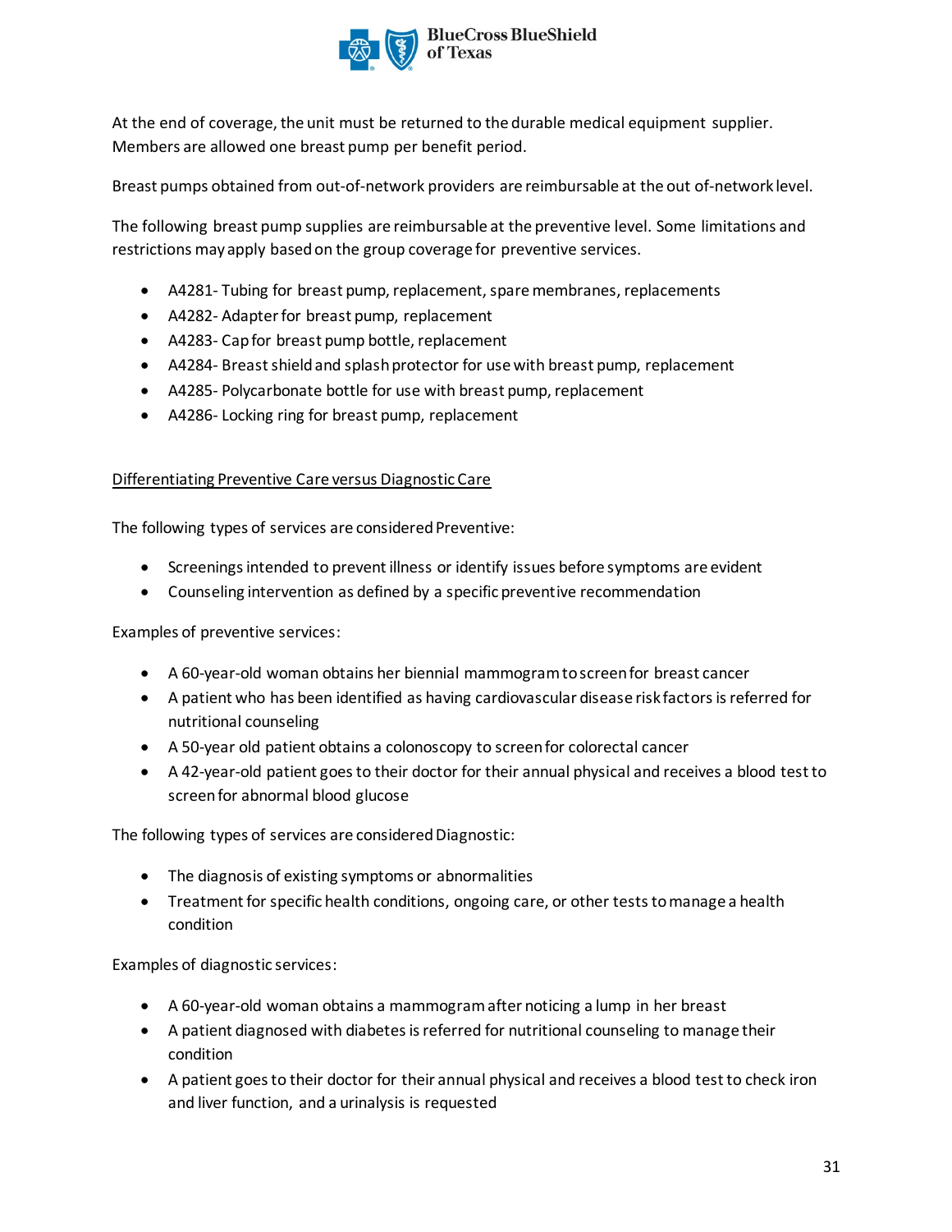At the end of coverage, the unit must be returned to the durable medical equipment supplier. Members are allowed one breast pump per benefit period.

Breast pumps obtained from out-of-network providers are reimbursable at the out of-network level.

The following breast pump supplies are reimbursable at the preventive level. Some limitations and restrictions may apply based on the group coverage for preventive services.

- A4281- Tubing for breast pump, replacement, spare membranes, replacements
- A4282- Adapter for breast pump, replacement
- A4283- Cap for breast pump bottle, replacement
- A4284- Breast shield and splash protector for use with breast pump, replacement
- A4285- Polycarbonate bottle for use with breast pump, replacement
- A4286- Locking ring for breast pump, replacement

<u>Differentiating Preventive Care versus Diagnostic Care</u>

The following types of services are considered Preventive:

- Screenings intended to prevent illness or identify issues before symptoms are evident
- Counseling intervention as defined by a specific preventive recommendation

Examples of preventive services:

- A 60-year-old woman obtains her biennial mammogram to screen for breast cancer
- A patient who has been identified as having cardiovascular disease risk factors is referred for nutritional counseling
- A 50-year old patient obtains a colonoscopy to screen for colorectal cancer
- A 42-year-old patient goes to their doctor for their annual physical and receives a blood test to screen for abnormal blood glucose

The following types of services are considered Diagnostic:

- The diagnosis of existing symptoms or abnormalities
- Treatment for specific health conditions, ongoing care, or other tests to manage a health condition

Examples of diagnostic services:

- A 60-year-old woman obtains a mammogram after noticing a lump in her breast
- A patient diagnosed with diabetes is referred for nutritional counseling to manage their condition
- A patient goes to their doctor for their annual physical and receives a blood test to check iron and liver function, and a urinalysis is requested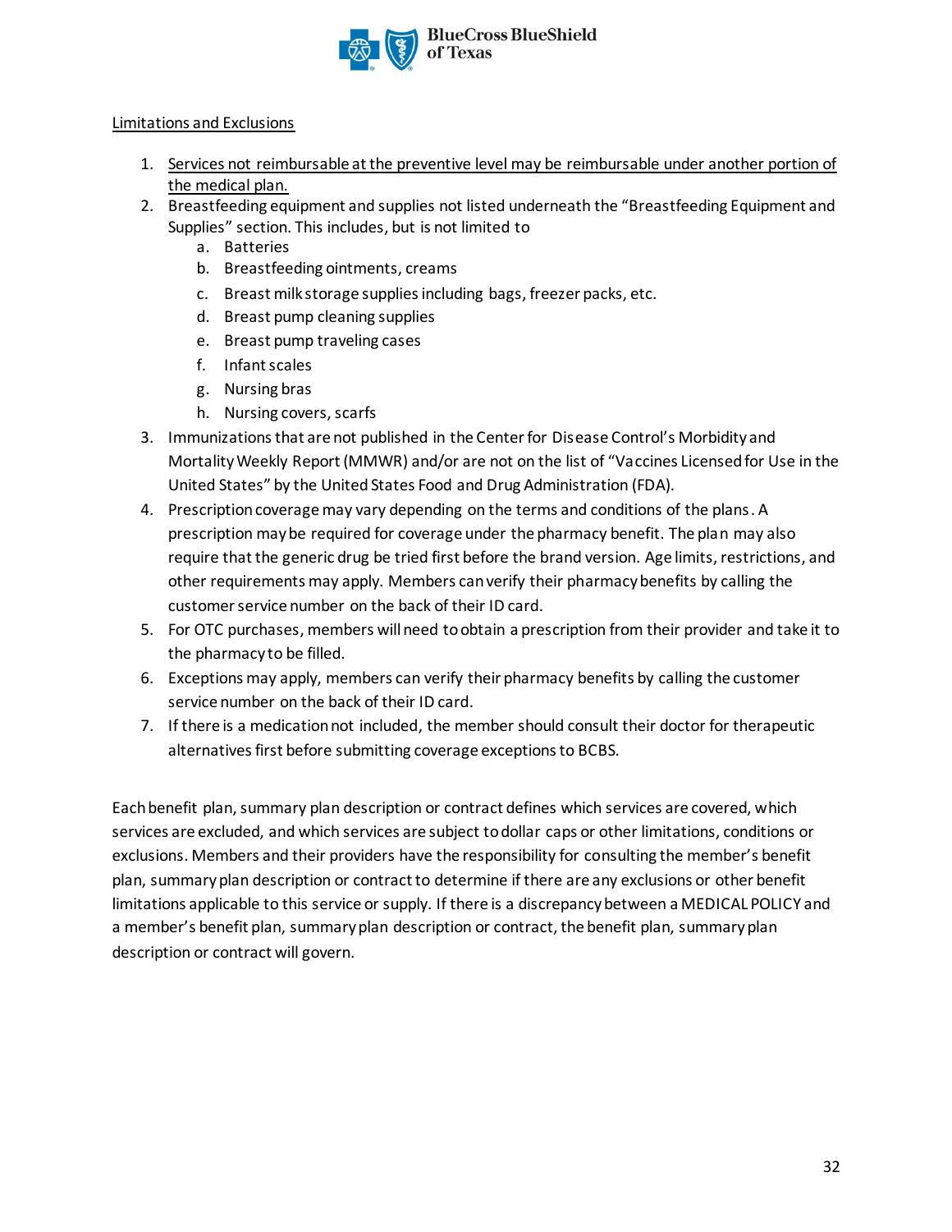Limitations and Exclusions

1. Services not reimbursable at the preventive level may be reimbursable under another portion of the medical plan.
2. Breastfeeding equipment and supplies not listed underneath the "Breastfeeding Equipment and Supplies" section. This includes, but is not limited to
   a. Batteries
   b. Breastfeeding ointments, creams
   c. Breast milk storage supplies including bags, freezer packs, etc.
   d. Breast pump cleaning supplies
   e. Breast pump traveling cases
   f. Infant scales
   g. Nursing bras
   h. Nursing covers, scarfs
3. Immunizations that are not published in the Center for Disease Control's Morbidity and Mortality Weekly Report (MMWR) and/or are not on the list of "Vaccines Licensed for Use in the United States" by the United States Food and Drug Administration (FDA).
4. Prescription coverage may vary depending on the terms and conditions of the plans. A prescription may be required for coverage under the pharmacy benefit. The plan may also require that the generic drug be tried first before the brand version. Age limits, restrictions, and other requirements may apply. Members can verify their pharmacy benefits by calling the customer service number on the back of their ID card.
5. For OTC purchases, members will need to obtain a prescription from their provider and take it to the pharmacy to be filled.
6. Exceptions may apply, members can verify their pharmacy benefits by calling the customer service number on the back of their ID card.
7. If there is a medication not included, the member should consult their doctor for therapeutic alternatives first before submitting coverage exceptions to BCBS.

Each benefit plan, summary plan description or contract defines which services are covered, which services are excluded, and which services are subject to dollar caps or other limitations, conditions or exclusions. Members and their providers have the responsibility for consulting the member's benefit plan, summary plan description or contract to determine if there are any exclusions or other benefit limitations applicable to this service or supply. If there is a discrepancy between a MEDICAL POLICY and a member's benefit plan, summary plan description or contract, the benefit plan, summary plan description or contract will govern.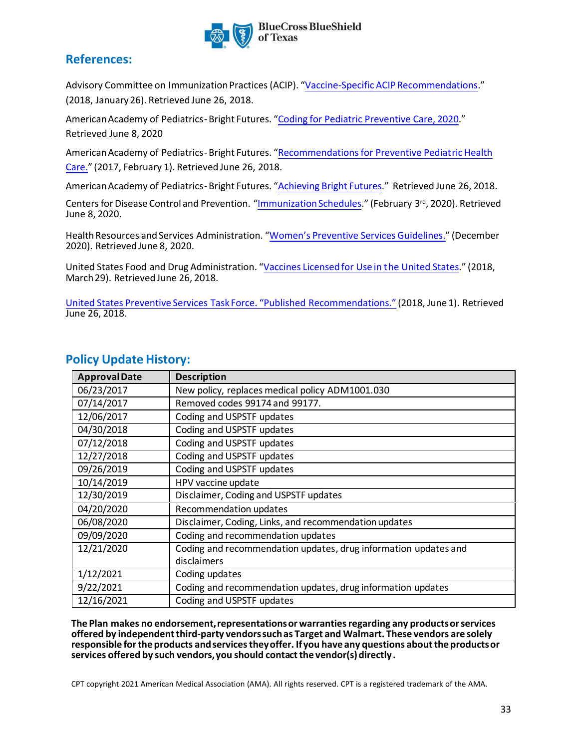## References:

Advisory Committee on Immunization Practices (ACIP). "Vaccine-Specific ACIP Recommendations." (2018, January 26). Retrieved June 26, 2018.

American Academy of Pediatrics - Bright Futures. "Coding for Pediatric Preventive Care, 2020." Retrieved June 8, 2020

American Academy of Pediatrics - Bright Futures. "Recommendations for Preventive Pediatric Health Care." (2017, February 1). Retrieved June 26, 2018.

American Academy of Pediatrics - Bright Futures. "Achieving Bright Futures." Retrieved June 26, 2018.

Centers for Disease Control and Prevention. "Immunization Schedules." (February 3rd, 2020). Retrieved June 8, 2020.

Health Resources and Services Administration. "Women's Preventive Services Guidelines." (December 2020). Retrieved June 8, 2020.

United States Food and Drug Administration. "Vaccines Licensed for Use in the United States." (2018, March 29). Retrieved June 26, 2018.

United States Preventive Services Task Force. "Published Recommendations." (2018, June 1). Retrieved June 26, 2018.

## Policy Update History:

| Approval Date | Description |
|---|---|
| 06/23/2017 | New policy, replaces medical policy ADM1001.030 |
| 07/14/2017 | Removed codes 99174 and 99177. |
| 12/06/2017 | Coding and USPSTF updates |
| 04/30/2018 | Coding and USPSTF updates |
| 07/12/2018 | Coding and USPSTF updates |
| 12/27/2018 | Coding and USPSTF updates |
| 09/26/2019 | Coding and USPSTF updates |
| 10/14/2019 | HPV vaccine update |
| 12/30/2019 | Disclaimer, Coding and USPSTF updates |
| 04/20/2020 | Recommendation updates |
| 06/08/2020 | Disclaimer, Coding, Links, and recommendation updates |
| 09/09/2020 | Coding and recommendation updates |
| 12/21/2020 | Coding and recommendation updates, drug information updates and disclaimers |
| 1/12/2021 | Coding updates |
| 9/22/2021 | Coding and recommendation updates, drug information updates |
| 12/16/2021 | Coding and USPSTF updates |

**The Plan makes no endorsement, representations or warranties regarding any products or services offered by independent third-party vendors such as Target and Walmart. These vendors are solely responsible for the products and services they offer. If you have any questions about the products or services offered by such vendors, you should contact the vendor(s) directly.**

CPT copyright 2021 American Medical Association (AMA). All rights reserved. CPT is a registered trademark of the AMA.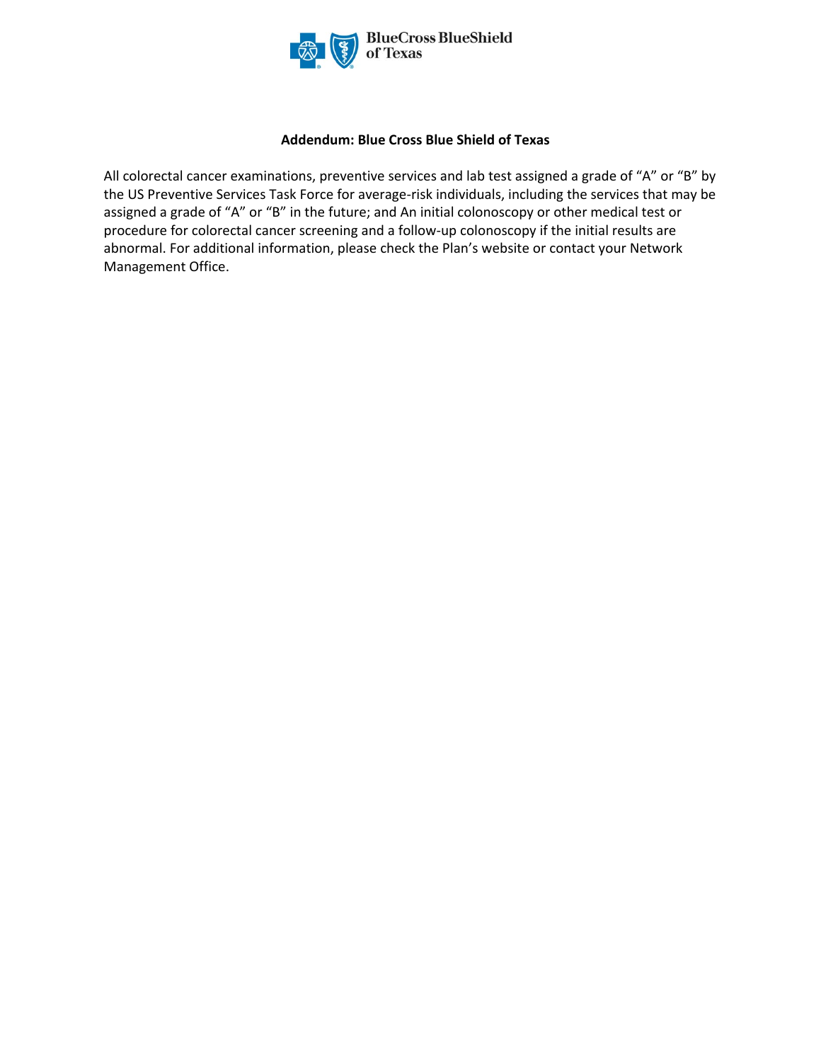**Addendum: Blue Cross Blue Shield of Texas**

All colorectal cancer examinations, preventive services and lab test assigned a grade of “A” or “B” by the US Preventive Services Task Force for average-risk individuals, including the services that may be assigned a grade of “A” or “B” in the future; and An initial colonoscopy or other medical test or procedure for colorectal cancer screening and a follow-up colonoscopy if the initial results are abnormal. For additional information, please check the Plan’s website or contact your Network Management Office.